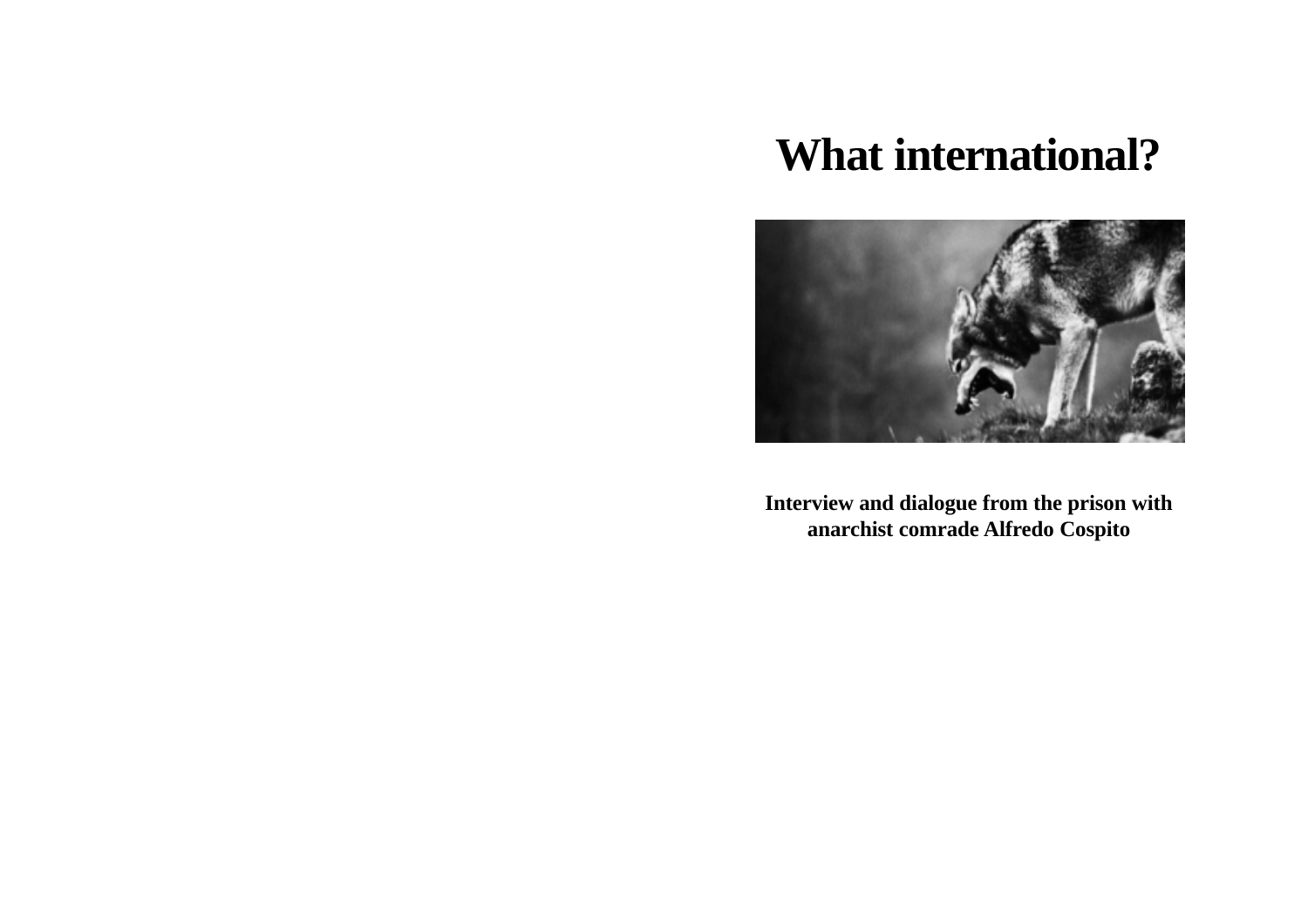# What international?

**Interview and dialogue from the prison with anarchist comrade Alfredo Cospito**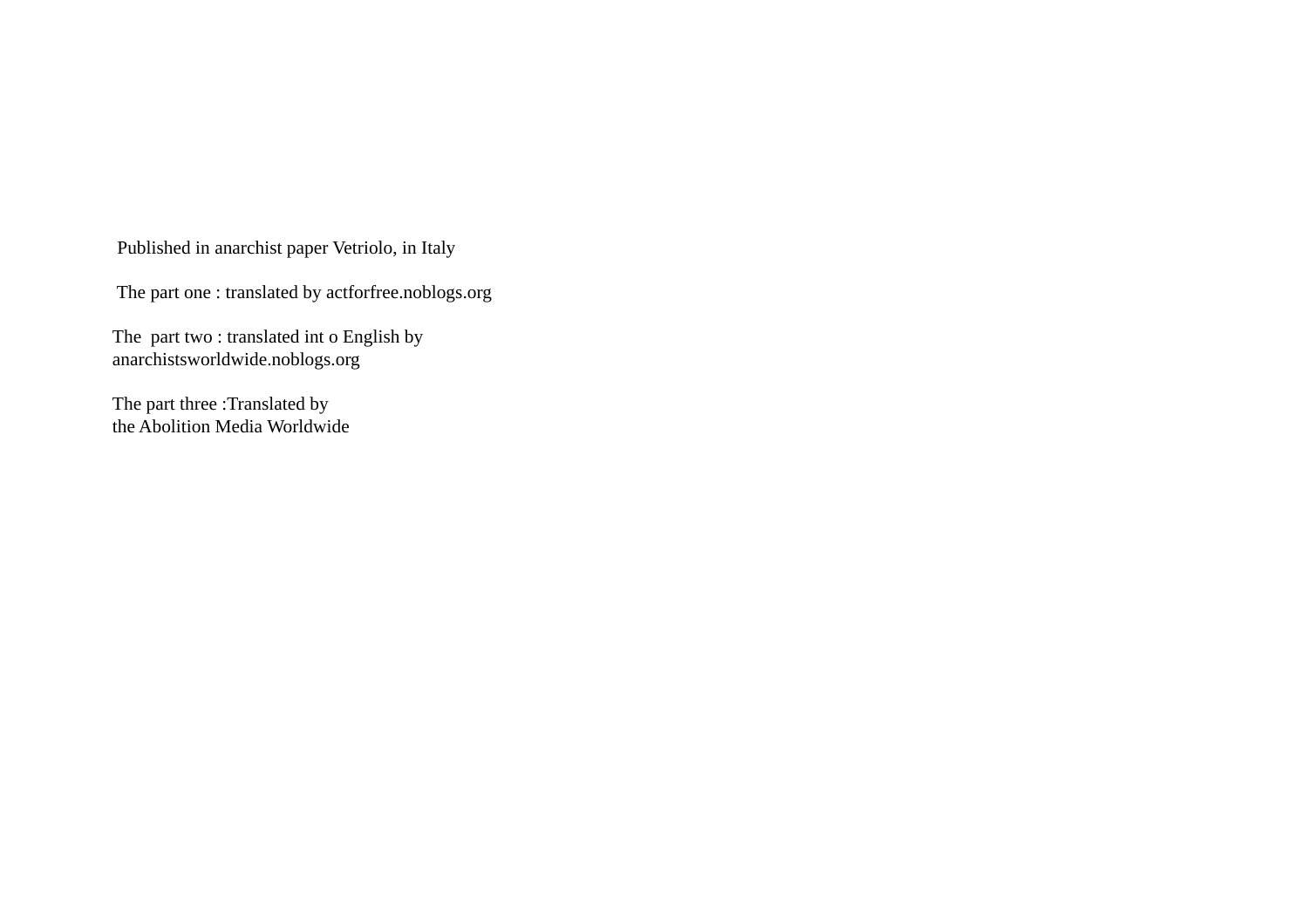Published in anarchist paper Vetriolo, in Italy

The part one : translated by actforfree.noblogs.org

The part two : translated int o English by anarchistsworldwide.noblogs.org

The part three :Translated by the Abolition Media Worldwide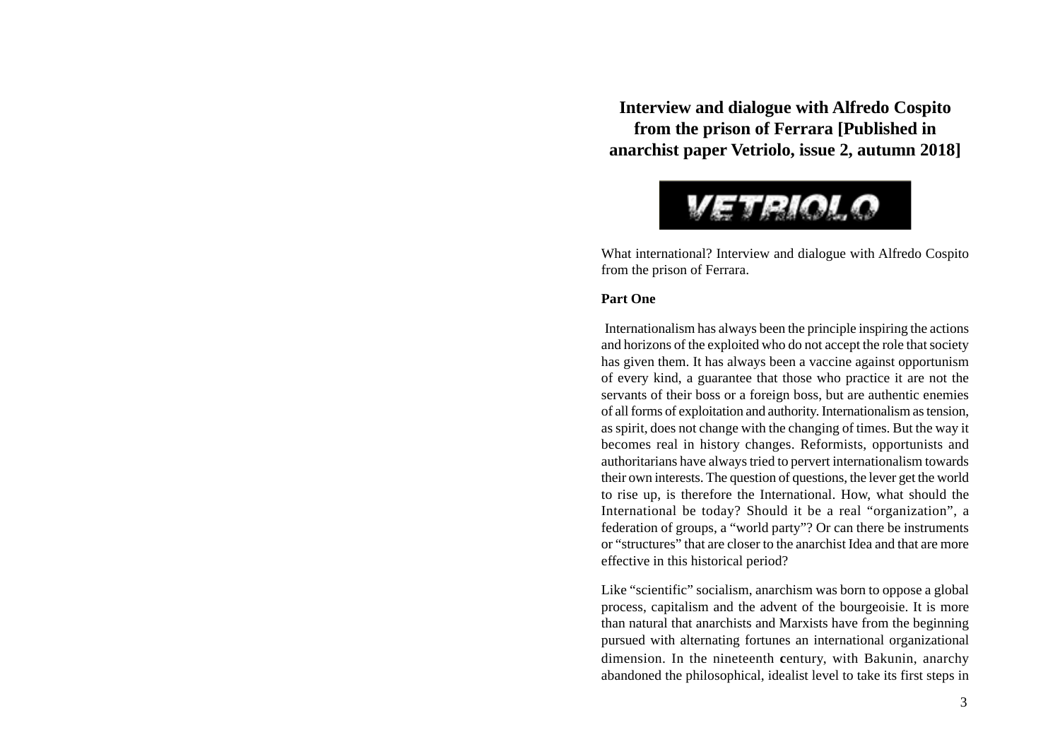# Interview and dialogue with Alfredo Cospito from the prison of Ferrara [Published in anarchist paper Vetriolo, issue 2, autumn 2018]

VETRIOLO

What international? Interview and dialogue with Alfredo Cospito from the prison of Ferrara.

**Part One**

Internationalism has always been the principle inspiring the actions and horizons of the exploited who do not accept the role that society has given them. It has always been a vaccine against opportunism of every kind, a guarantee that those who practice it are not the servants of their boss or a foreign boss, but are authentic enemies of all forms of exploitation and authority. Internationalism as tension, as spirit, does not change with the changing of times. But the way it becomes real in history changes. Reformists, opportunists and authoritarians have always tried to pervert internationalism towards their own interests. The question of questions, the lever get the world to rise up, is therefore the International. How, what should the International be today? Should it be a real "organization", a federation of groups, a "world party"? Or can there be instruments or "structures" that are closer to the anarchist Idea and that are more effective in this historical period?

Like "scientific" socialism, anarchism was born to oppose a global process, capitalism and the advent of the bourgeoisie. It is more than natural that anarchists and Marxists have from the beginning pursued with alternating fortunes an international organizational dimension. In the nineteenth century, with Bakunin, anarchy abandoned the philosophical, idealist level to take its first steps in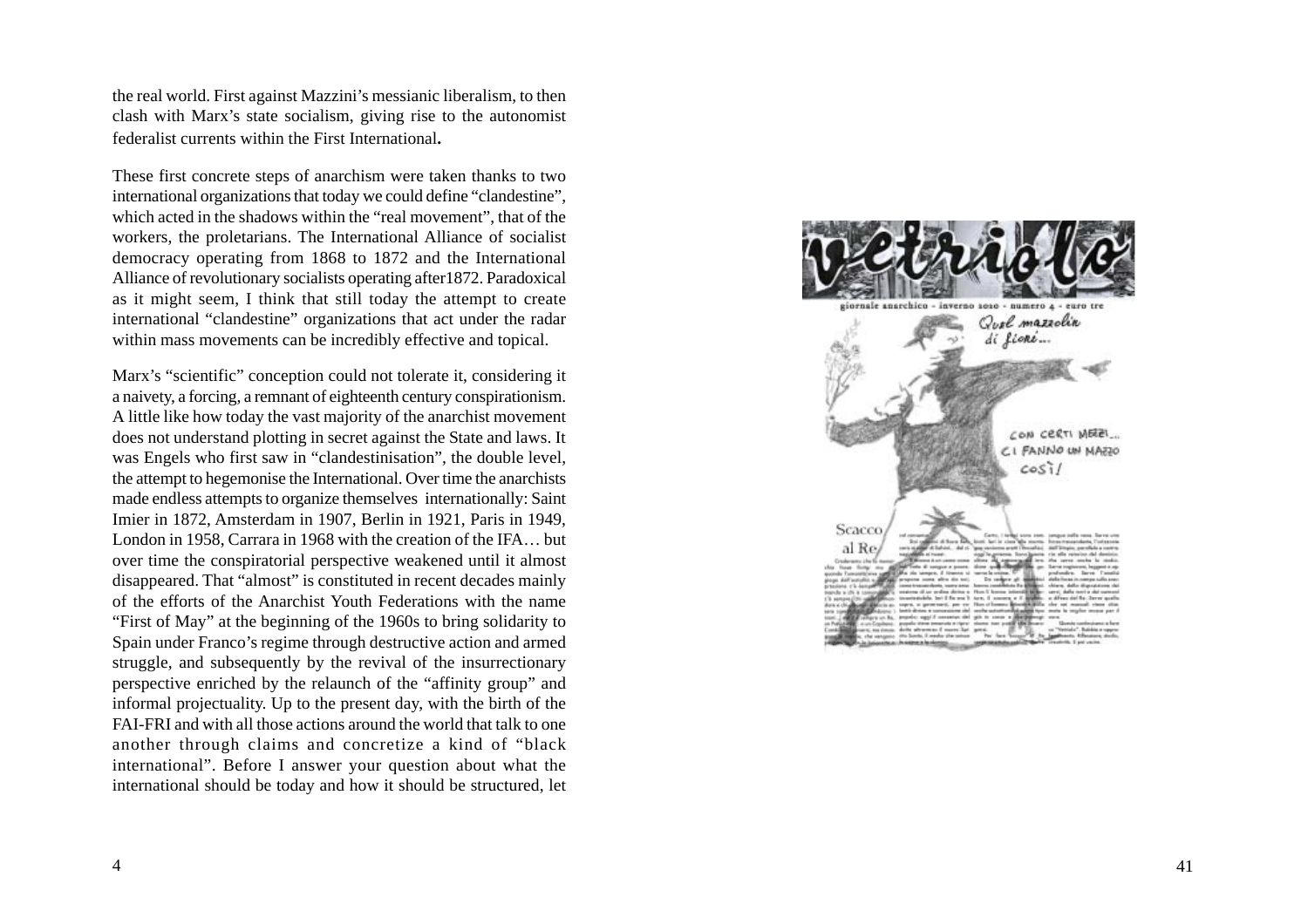the real world. First against Mazzini's messianic liberalism, to then clash with Marx's state socialism, giving rise to the autonomist federalist currents within the First International**.**

These first concrete steps of anarchism were taken thanks to two international organizations that today we could define "clandestine", which acted in the shadows within the "real movement", that of the workers, the proletarians. The International Alliance of socialist democracy operating from 1868 to 1872 and the International Alliance of revolutionary socialists operating after1872. Paradoxical as it might seem, I think that still today the attempt to create international "clandestine" organizations that act under the radar within mass movements can be incredibly effective and topical.

Marx's "scientific" conception could not tolerate it, considering it a naivety, a forcing, a remnant of eighteenth century conspirationism. A little like how today the vast majority of the anarchist movement does not understand plotting in secret against the State and laws. It was Engels who first saw in "clandestinisation", the double level, the attempt to hegemonise the International. Over time the anarchists made endless attempts to organize themselves internationally: Saint Imier in 1872, Amsterdam in 1907, Berlin in 1921, Paris in 1949, London in 1958, Carrara in 1968 with the creation of the IFA… but over time the conspiratorial perspective weakened until it almost disappeared. That "almost" is constituted in recent decades mainly of the efforts of the Anarchist Youth Federations with the name "First of May" at the beginning of the 1960s to bring solidarity to Spain under Franco's regime through destructive action and armed struggle, and subsequently by the revival of the insurrectionary perspective enriched by the relaunch of the "affinity group" and informal projectuality. Up to the present day, with the birth of the FAI-FRI and with all those actions around the world that talk to one another through claims and concretize a kind of "black international". Before I answer your question about what the international should be today and how it should be structured, let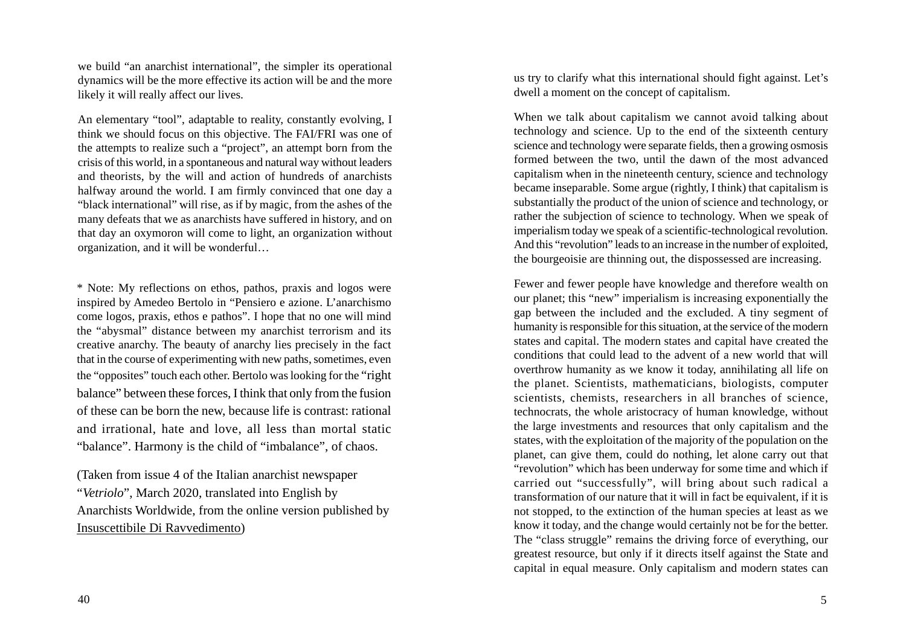we build "an anarchist international", the simpler its operational dynamics will be the more effective its action will be and the more likely it will really affect our lives.

An elementary "tool", adaptable to reality, constantly evolving, I think we should focus on this objective. The FAI/FRI was one of the attempts to realize such a "project", an attempt born from the crisis of this world, in a spontaneous and natural way without leaders and theorists, by the will and action of hundreds of anarchists halfway around the world. I am firmly convinced that one day a "black international" will rise, as if by magic, from the ashes of the many defeats that we as anarchists have suffered in history, and on that day an oxymoron will come to light, an organization without organization, and it will be wonderful…

* Note: My reflections on ethos, pathos, praxis and logos were inspired by Amedeo Bertolo in "Pensiero e azione. L'anarchismo come logos, praxis, ethos e pathos". I hope that no one will mind the "abysmal" distance between my anarchist terrorism and its creative anarchy. The beauty of anarchy lies precisely in the fact that in the course of experimenting with new paths, sometimes, even the "opposites" touch each other. Bertolo was looking for the "right balance" between these forces, I think that only from the fusion of these can be born the new, because life is contrast: rational and irrational, hate and love, all less than mortal static "balance". Harmony is the child of "imbalance", of chaos.

(Taken from issue 4 of the Italian anarchist newspaper "*Vetriolo*", March 2020, translated into English by Anarchists Worldwide, from the online version published by Insuscettibile Di Ravvedimento)

us try to clarify what this international should fight against. Let's dwell a moment on the concept of capitalism.

When we talk about capitalism we cannot avoid talking about technology and science. Up to the end of the sixteenth century science and technology were separate fields, then a growing osmosis formed between the two, until the dawn of the most advanced capitalism when in the nineteenth century, science and technology became inseparable. Some argue (rightly, I think) that capitalism is substantially the product of the union of science and technology, or rather the subjection of science to technology. When we speak of imperialism today we speak of a scientific-technological revolution. And this "revolution" leads to an increase in the number of exploited, the bourgeoisie are thinning out, the dispossessed are increasing.

Fewer and fewer people have knowledge and therefore wealth on our planet; this "new" imperialism is increasing exponentially the gap between the included and the excluded. A tiny segment of humanity is responsible for this situation, at the service of the modern states and capital. The modern states and capital have created the conditions that could lead to the advent of a new world that will overthrow humanity as we know it today, annihilating all life on the planet. Scientists, mathematicians, biologists, computer scientists, chemists, researchers in all branches of science, technocrats, the whole aristocracy of human knowledge, without the large investments and resources that only capitalism and the states, with the exploitation of the majority of the population on the planet, can give them, could do nothing, let alone carry out that "revolution" which has been underway for some time and which if carried out "successfully", will bring about such radical a transformation of our nature that it will in fact be equivalent, if it is not stopped, to the extinction of the human species at least as we know it today, and the change would certainly not be for the better. The "class struggle" remains the driving force of everything, our greatest resource, but only if it directs itself against the State and capital in equal measure. Only capitalism and modern states can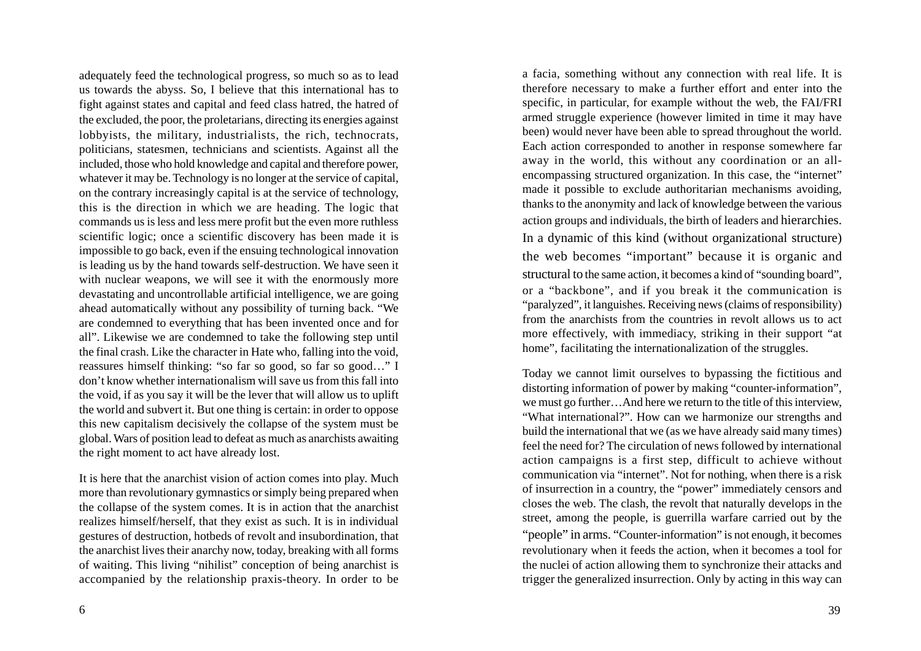adequately feed the technological progress, so much so as to lead us towards the abyss. So, I believe that this international has to fight against states and capital and feed class hatred, the hatred of the excluded, the poor, the proletarians, directing its energies against lobbyists, the military, industrialists, the rich, technocrats, politicians, statesmen, technicians and scientists. Against all the included, those who hold knowledge and capital and therefore power, whatever it may be. Technology is no longer at the service of capital, on the contrary increasingly capital is at the service of technology, this is the direction in which we are heading. The logic that commands us is less and less mere profit but the even more ruthless scientific logic; once a scientific discovery has been made it is impossible to go back, even if the ensuing technological innovation is leading us by the hand towards self-destruction. We have seen it with nuclear weapons, we will see it with the enormously more devastating and uncontrollable artificial intelligence, we are going ahead automatically without any possibility of turning back. "We are condemned to everything that has been invented once and for all". Likewise we are condemned to take the following step until the final crash. Like the character in Hate who, falling into the void, reassures himself thinking: "so far so good, so far so good…" I don't know whether internationalism will save us from this fall into the void, if as you say it will be the lever that will allow us to uplift the world and subvert it. But one thing is certain: in order to oppose this new capitalism decisively the collapse of the system must be global. Wars of position lead to defeat as much as anarchists awaiting the right moment to act have already lost.

It is here that the anarchist vision of action comes into play. Much more than revolutionary gymnastics or simply being prepared when the collapse of the system comes. It is in action that the anarchist realizes himself/herself, that they exist as such. It is in individual gestures of destruction, hotbeds of revolt and insubordination, that the anarchist lives their anarchy now, today, breaking with all forms of waiting. This living "nihilist" conception of being anarchist is accompanied by the relationship praxis-theory. In order to be

a facia, something without any connection with real life. It is therefore necessary to make a further effort and enter into the specific, in particular, for example without the web, the FAI/FRI armed struggle experience (however limited in time it may have been) would never have been able to spread throughout the world. Each action corresponded to another in response somewhere far away in the world, this without any coordination or an all-encompassing structured organization. In this case, the "internet" made it possible to exclude authoritarian mechanisms avoiding, thanks to the anonymity and lack of knowledge between the various action groups and individuals, the birth of leaders and hierarchies. In a dynamic of this kind (without organizational structure) the web becomes "important" because it is organic and structural to the same action, it becomes a kind of "sounding board", or a "backbone", and if you break it the communication is "paralyzed", it languishes. Receiving news (claims of responsibility) from the anarchists from the countries in revolt allows us to act more effectively, with immediacy, striking in their support "at home", facilitating the internationalization of the struggles.

Today we cannot limit ourselves to bypassing the fictitious and distorting information of power by making "counter-information", we must go further…And here we return to the title of this interview, "What international?". How can we harmonize our strengths and build the international that we (as we have already said many times) feel the need for? The circulation of news followed by international action campaigns is a first step, difficult to achieve without communication via "internet". Not for nothing, when there is a risk of insurrection in a country, the "power" immediately censors and closes the web. The clash, the revolt that naturally develops in the street, among the people, is guerrilla warfare carried out by the "people" in arms. "Counter-information" is not enough, it becomes revolutionary when it feeds the action, when it becomes a tool for the nuclei of action allowing them to synchronize their attacks and trigger the generalized insurrection. Only by acting in this way can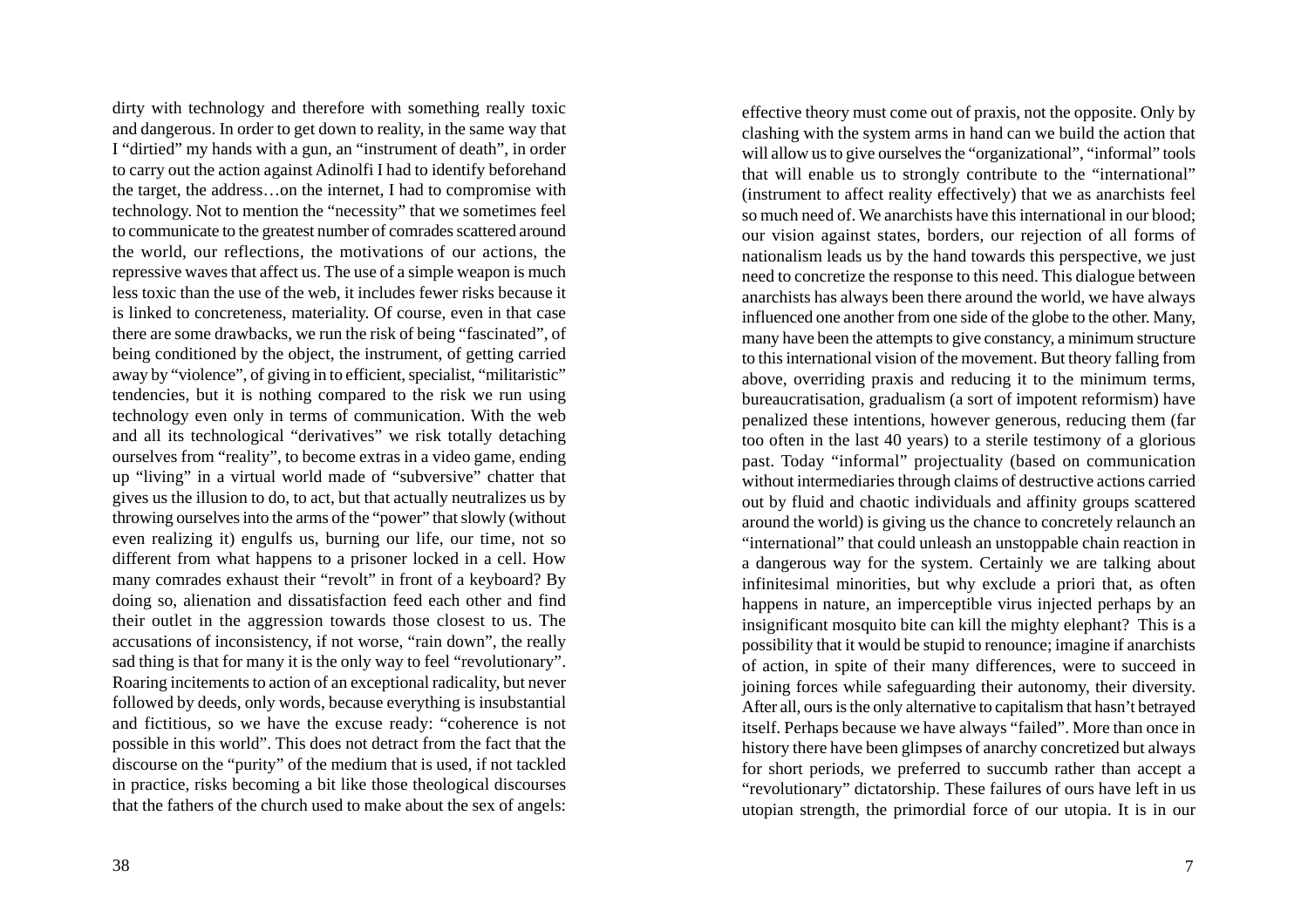dirty with technology and therefore with something really toxic and dangerous. In order to get down to reality, in the same way that I "dirtied" my hands with a gun, an "instrument of death", in order to carry out the action against Adinolfi I had to identify beforehand the target, the address…on the internet, I had to compromise with technology. Not to mention the "necessity" that we sometimes feel to communicate to the greatest number of comrades scattered around the world, our reflections, the motivations of our actions, the repressive waves that affect us. The use of a simple weapon is much less toxic than the use of the web, it includes fewer risks because it is linked to concreteness, materiality. Of course, even in that case there are some drawbacks, we run the risk of being "fascinated", of being conditioned by the object, the instrument, of getting carried away by "violence", of giving in to efficient, specialist, "militaristic" tendencies, but it is nothing compared to the risk we run using technology even only in terms of communication. With the web and all its technological "derivatives" we risk totally detaching ourselves from "reality", to become extras in a video game, ending up "living" in a virtual world made of "subversive" chatter that gives us the illusion to do, to act, but that actually neutralizes us by throwing ourselves into the arms of the "power" that slowly (without even realizing it) engulfs us, burning our life, our time, not so different from what happens to a prisoner locked in a cell. How many comrades exhaust their "revolt" in front of a keyboard? By doing so, alienation and dissatisfaction feed each other and find their outlet in the aggression towards those closest to us. The accusations of inconsistency, if not worse, "rain down", the really sad thing is that for many it is the only way to feel "revolutionary". Roaring incitements to action of an exceptional radicality, but never followed by deeds, only words, because everything is insubstantial and fictitious, so we have the excuse ready: "coherence is not possible in this world". This does not detract from the fact that the discourse on the "purity" of the medium that is used, if not tackled in practice, risks becoming a bit like those theological discourses that the fathers of the church used to make about the sex of angels:

effective theory must come out of praxis, not the opposite. Only by clashing with the system arms in hand can we build the action that will allow us to give ourselves the "organizational", "informal" tools that will enable us to strongly contribute to the "international" (instrument to affect reality effectively) that we as anarchists feel so much need of. We anarchists have this international in our blood; our vision against states, borders, our rejection of all forms of nationalism leads us by the hand towards this perspective, we just need to concretize the response to this need. This dialogue between anarchists has always been there around the world, we have always influenced one another from one side of the globe to the other. Many, many have been the attempts to give constancy, a minimum structure to this international vision of the movement. But theory falling from above, overriding praxis and reducing it to the minimum terms, bureaucratisation, gradualism (a sort of impotent reformism) have penalized these intentions, however generous, reducing them (far too often in the last 40 years) to a sterile testimony of a glorious past. Today "informal" projectuality (based on communication without intermediaries through claims of destructive actions carried out by fluid and chaotic individuals and affinity groups scattered around the world) is giving us the chance to concretely relaunch an "international" that could unleash an unstoppable chain reaction in a dangerous way for the system. Certainly we are talking about infinitesimal minorities, but why exclude a priori that, as often happens in nature, an imperceptible virus injected perhaps by an insignificant mosquito bite can kill the mighty elephant? This is a possibility that it would be stupid to renounce; imagine if anarchists of action, in spite of their many differences, were to succeed in joining forces while safeguarding their autonomy, their diversity. After all, ours is the only alternative to capitalism that hasn't betrayed itself. Perhaps because we have always "failed". More than once in history there have been glimpses of anarchy concretized but always for short periods, we preferred to succumb rather than accept a "revolutionary" dictatorship. These failures of ours have left in us utopian strength, the primordial force of our utopia. It is in our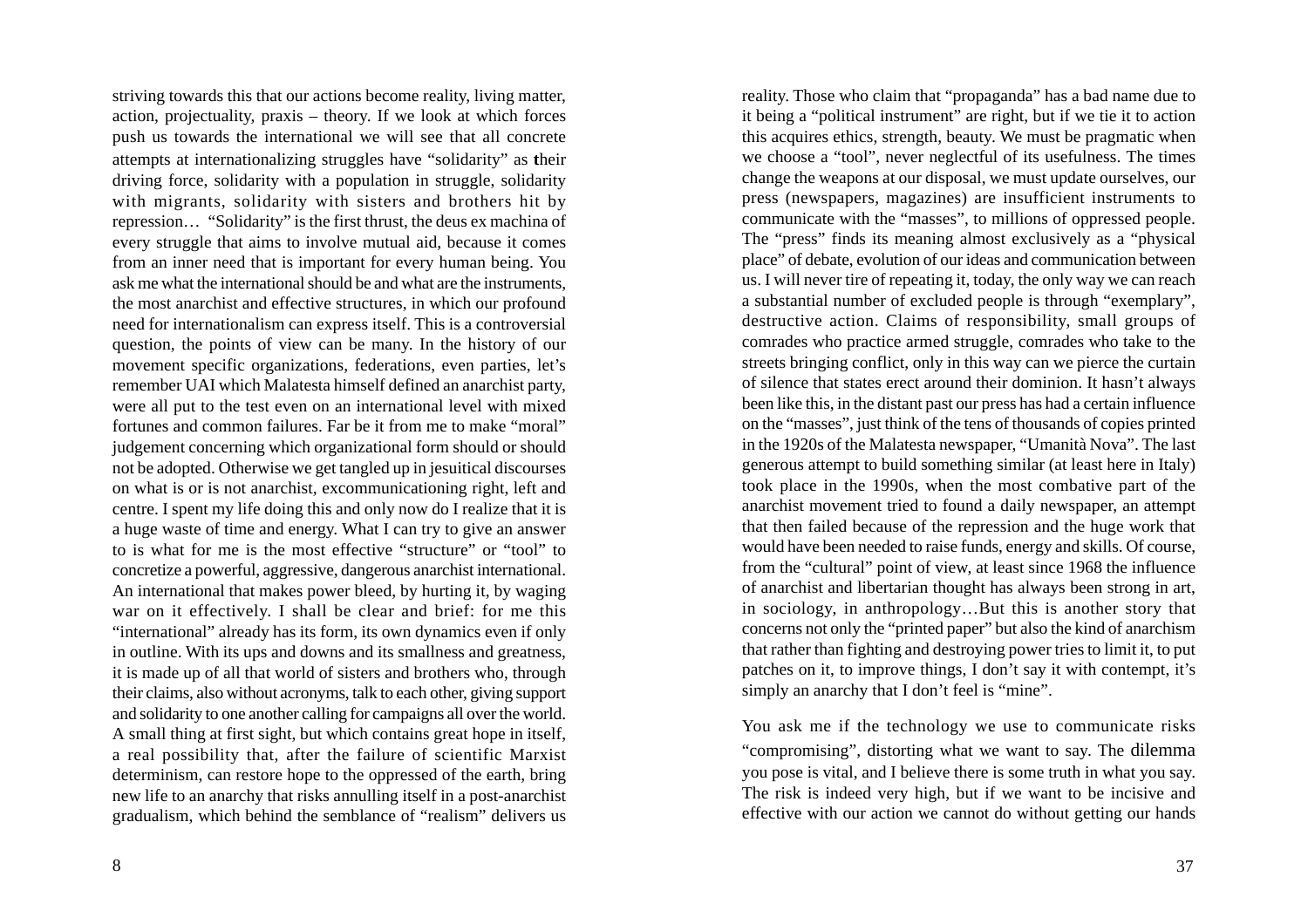striving towards this that our actions become reality, living matter, action, projectuality, praxis – theory. If we look at which forces push us towards the international we will see that all concrete attempts at internationalizing struggles have "solidarity" as their driving force, solidarity with a population in struggle, solidarity with migrants, solidarity with sisters and brothers hit by repression… "Solidarity" is the first thrust, the deus ex machina of every struggle that aims to involve mutual aid, because it comes from an inner need that is important for every human being. You ask me what the international should be and what are the instruments, the most anarchist and effective structures, in which our profound need for internationalism can express itself. This is a controversial question, the points of view can be many. In the history of our movement specific organizations, federations, even parties, let's remember UAI which Malatesta himself defined an anarchist party, were all put to the test even on an international level with mixed fortunes and common failures. Far be it from me to make "moral" judgement concerning which organizational form should or should not be adopted. Otherwise we get tangled up in jesuitical discourses on what is or is not anarchist, excommunicationing right, left and centre. I spent my life doing this and only now do I realize that it is a huge waste of time and energy. What I can try to give an answer to is what for me is the most effective "structure" or "tool" to concretize a powerful, aggressive, dangerous anarchist international. An international that makes power bleed, by hurting it, by waging war on it effectively. I shall be clear and brief: for me this "international" already has its form, its own dynamics even if only in outline. With its ups and downs and its smallness and greatness, it is made up of all that world of sisters and brothers who, through their claims, also without acronyms, talk to each other, giving support and solidarity to one another calling for campaigns all over the world. A small thing at first sight, but which contains great hope in itself, a real possibility that, after the failure of scientific Marxist determinism, can restore hope to the oppressed of the earth, bring new life to an anarchy that risks annulling itself in a post-anarchist gradualism, which behind the semblance of "realism" delivers us

reality. Those who claim that "propaganda" has a bad name due to it being a "political instrument" are right, but if we tie it to action this acquires ethics, strength, beauty. We must be pragmatic when we choose a "tool", never neglectful of its usefulness. The times change the weapons at our disposal, we must update ourselves, our press (newspapers, magazines) are insufficient instruments to communicate with the "masses", to millions of oppressed people. The "press" finds its meaning almost exclusively as a "physical place" of debate, evolution of our ideas and communication between us. I will never tire of repeating it, today, the only way we can reach a substantial number of excluded people is through "exemplary", destructive action. Claims of responsibility, small groups of comrades who practice armed struggle, comrades who take to the streets bringing conflict, only in this way can we pierce the curtain of silence that states erect around their dominion. It hasn't always been like this, in the distant past our press has had a certain influence on the "masses", just think of the tens of thousands of copies printed in the 1920s of the Malatesta newspaper, "Umanità Nova". The last generous attempt to build something similar (at least here in Italy) took place in the 1990s, when the most combative part of the anarchist movement tried to found a daily newspaper, an attempt that then failed because of the repression and the huge work that would have been needed to raise funds, energy and skills. Of course, from the "cultural" point of view, at least since 1968 the influence of anarchist and libertarian thought has always been strong in art, in sociology, in anthropology…But this is another story that concerns not only the "printed paper" but also the kind of anarchism that rather than fighting and destroying power tries to limit it, to put patches on it, to improve things, I don't say it with contempt, it's simply an anarchy that I don't feel is "mine".

You ask me if the technology we use to communicate risks "compromising", distorting what we want to say. The dilemma you pose is vital, and I believe there is some truth in what you say. The risk is indeed very high, but if we want to be incisive and effective with our action we cannot do without getting our hands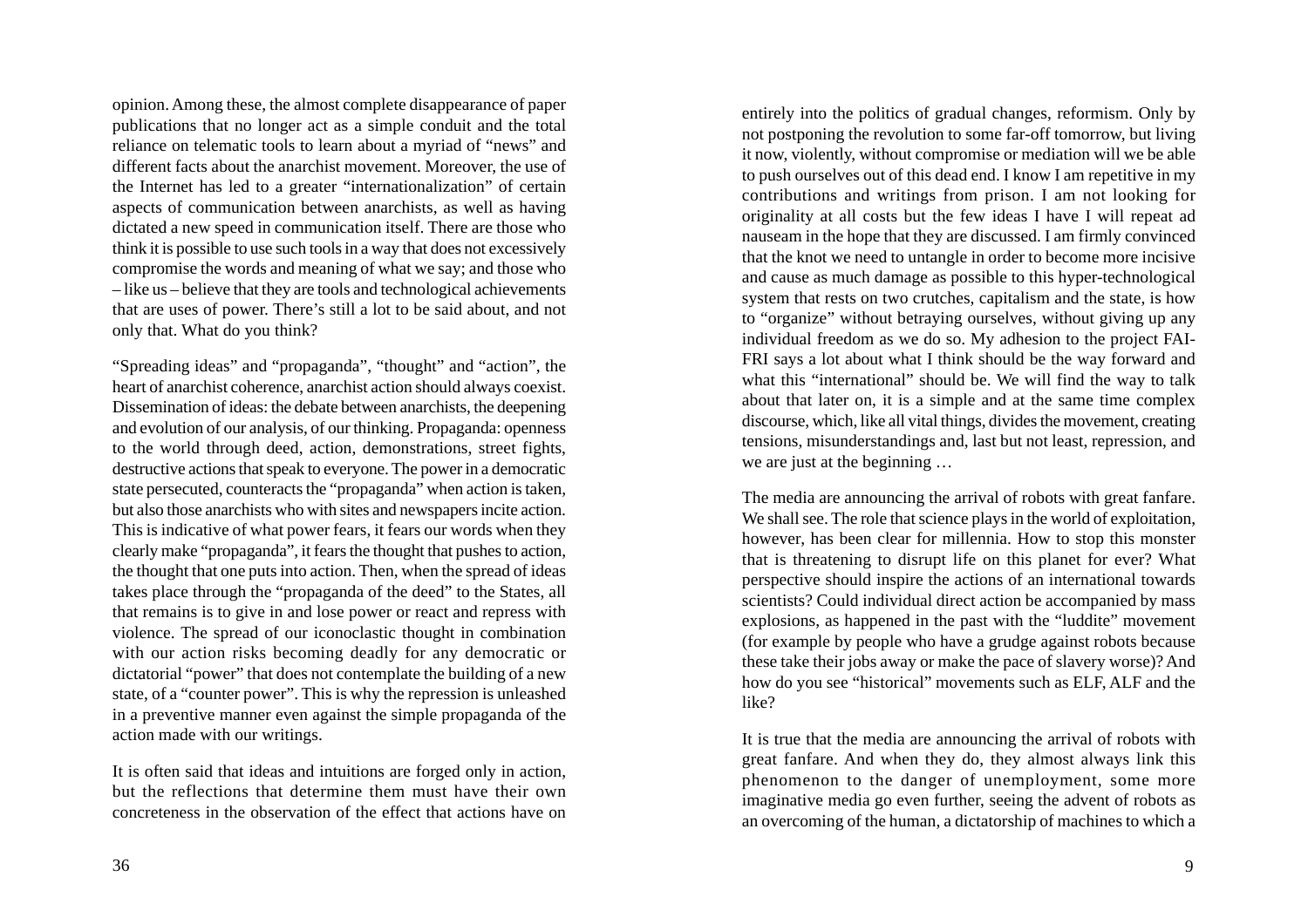opinion. Among these, the almost complete disappearance of paper publications that no longer act as a simple conduit and the total reliance on telematic tools to learn about a myriad of "news" and different facts about the anarchist movement. Moreover, the use of the Internet has led to a greater "internationalization" of certain aspects of communication between anarchists, as well as having dictated a new speed in communication itself. There are those who think it is possible to use such tools in a way that does not excessively compromise the words and meaning of what we say; and those who – like us – believe that they are tools and technological achievements that are uses of power. There's still a lot to be said about, and not only that. What do you think?

"Spreading ideas" and "propaganda", "thought" and "action", the heart of anarchist coherence, anarchist action should always coexist. Dissemination of ideas: the debate between anarchists, the deepening and evolution of our analysis, of our thinking. Propaganda: openness to the world through deed, action, demonstrations, street fights, destructive actions that speak to everyone. The power in a democratic state persecuted, counteracts the "propaganda" when action is taken, but also those anarchists who with sites and newspapers incite action. This is indicative of what power fears, it fears our words when they clearly make "propaganda", it fears the thought that pushes to action, the thought that one puts into action. Then, when the spread of ideas takes place through the "propaganda of the deed" to the States, all that remains is to give in and lose power or react and repress with violence. The spread of our iconoclastic thought in combination with our action risks becoming deadly for any democratic or dictatorial "power" that does not contemplate the building of a new state, of a "counter power". This is why the repression is unleashed in a preventive manner even against the simple propaganda of the action made with our writings.

It is often said that ideas and intuitions are forged only in action, but the reflections that determine them must have their own concreteness in the observation of the effect that actions have on

entirely into the politics of gradual changes, reformism. Only by not postponing the revolution to some far-off tomorrow, but living it now, violently, without compromise or mediation will we be able to push ourselves out of this dead end. I know I am repetitive in my contributions and writings from prison. I am not looking for originality at all costs but the few ideas I have I will repeat ad nauseam in the hope that they are discussed. I am firmly convinced that the knot we need to untangle in order to become more incisive and cause as much damage as possible to this hyper-technological system that rests on two crutches, capitalism and the state, is how to "organize" without betraying ourselves, without giving up any individual freedom as we do so. My adhesion to the project FAI-FRI says a lot about what I think should be the way forward and what this "international" should be. We will find the way to talk about that later on, it is a simple and at the same time complex discourse, which, like all vital things, divides the movement, creating tensions, misunderstandings and, last but not least, repression, and we are just at the beginning …

The media are announcing the arrival of robots with great fanfare. We shall see. The role that science plays in the world of exploitation, however, has been clear for millennia. How to stop this monster that is threatening to disrupt life on this planet for ever? What perspective should inspire the actions of an international towards scientists? Could individual direct action be accompanied by mass explosions, as happened in the past with the "luddite" movement (for example by people who have a grudge against robots because these take their jobs away or make the pace of slavery worse)? And how do you see "historical" movements such as ELF, ALF and the like?

It is true that the media are announcing the arrival of robots with great fanfare. And when they do, they almost always link this phenomenon to the danger of unemployment, some more imaginative media go even further, seeing the advent of robots as an overcoming of the human, a dictatorship of machines to which a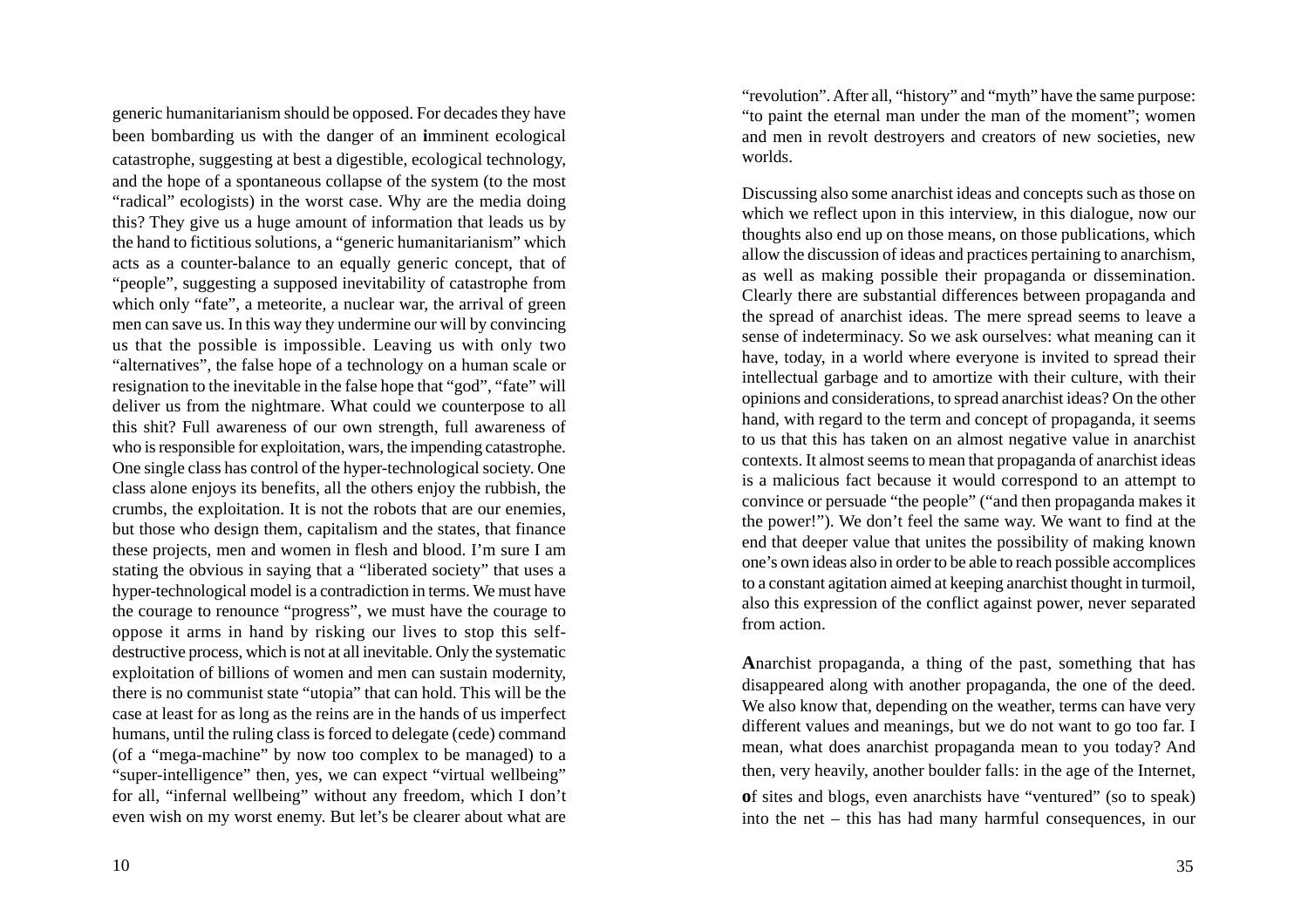generic humanitarianism should be opposed. For decades they have been bombarding us with the danger of an **i**mminent ecological catastrophe, suggesting at best a digestible, ecological technology, and the hope of a spontaneous collapse of the system (to the most "radical" ecologists) in the worst case. Why are the media doing this? They give us a huge amount of information that leads us by the hand to fictitious solutions, a "generic humanitarianism" which acts as a counter-balance to an equally generic concept, that of "people", suggesting a supposed inevitability of catastrophe from which only "fate", a meteorite, a nuclear war, the arrival of green men can save us. In this way they undermine our will by convincing us that the possible is impossible. Leaving us with only two "alternatives", the false hope of a technology on a human scale or resignation to the inevitable in the false hope that "god", "fate" will deliver us from the nightmare. What could we counterpose to all this shit? Full awareness of our own strength, full awareness of who is responsible for exploitation, wars, the impending catastrophe. One single class has control of the hyper-technological society. One class alone enjoys its benefits, all the others enjoy the rubbish, the crumbs, the exploitation. It is not the robots that are our enemies, but those who design them, capitalism and the states, that finance these projects, men and women in flesh and blood. I'm sure I am stating the obvious in saying that a "liberated society" that uses a hyper-technological model is a contradiction in terms. We must have the courage to renounce "progress", we must have the courage to oppose it arms in hand by risking our lives to stop this self-destructive process, which is not at all inevitable. Only the systematic exploitation of billions of women and men can sustain modernity, there is no communist state "utopia" that can hold. This will be the case at least for as long as the reins are in the hands of us imperfect humans, until the ruling class is forced to delegate (cede) command (of a "mega-machine" by now too complex to be managed) to a "super-intelligence" then, yes, we can expect "virtual wellbeing" for all, "infernal wellbeing" without any freedom, which I don't even wish on my worst enemy. But let's be clearer about what are

"revolution". After all, "history" and "myth" have the same purpose: "to paint the eternal man under the man of the moment"; women and men in revolt destroyers and creators of new societies, new worlds.

Discussing also some anarchist ideas and concepts such as those on which we reflect upon in this interview, in this dialogue, now our thoughts also end up on those means, on those publications, which allow the discussion of ideas and practices pertaining to anarchism, as well as making possible their propaganda or dissemination. Clearly there are substantial differences between propaganda and the spread of anarchist ideas. The mere spread seems to leave a sense of indeterminacy. So we ask ourselves: what meaning can it have, today, in a world where everyone is invited to spread their intellectual garbage and to amortize with their culture, with their opinions and considerations, to spread anarchist ideas? On the other hand, with regard to the term and concept of propaganda, it seems to us that this has taken on an almost negative value in anarchist contexts. It almost seems to mean that propaganda of anarchist ideas is a malicious fact because it would correspond to an attempt to convince or persuade "the people" ("and then propaganda makes it the power!"). We don't feel the same way. We want to find at the end that deeper value that unites the possibility of making known one's own ideas also in order to be able to reach possible accomplices to a constant agitation aimed at keeping anarchist thought in turmoil, also this expression of the conflict against power, never separated from action.

**A**narchist propaganda, a thing of the past, something that has disappeared along with another propaganda, the one of the deed. We also know that, depending on the weather, terms can have very different values and meanings, but we do not want to go too far. I mean, what does anarchist propaganda mean to you today? And then, very heavily, another boulder falls: in the age of the Internet, **o**f sites and blogs, even anarchists have "ventured" (so to speak) into the net – this has had many harmful consequences, in our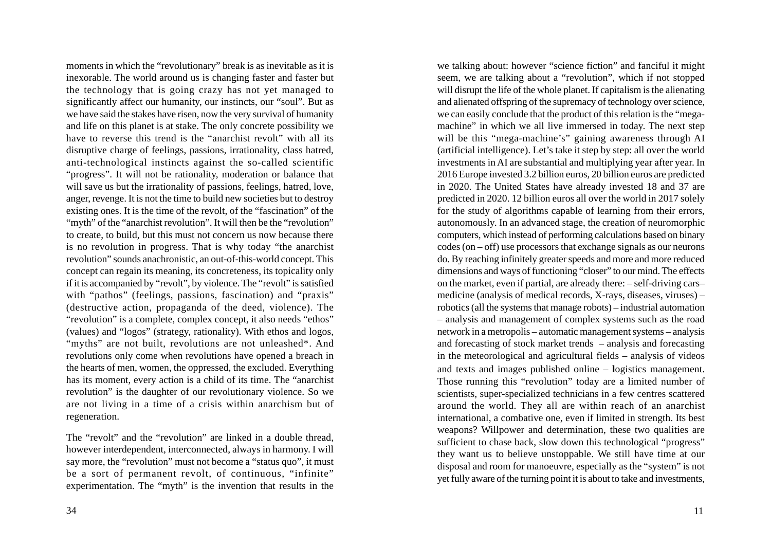moments in which the "revolutionary" break is as inevitable as it is inexorable. The world around us is changing faster and faster but the technology that is going crazy has not yet managed to significantly affect our humanity, our instincts, our "soul". But as we have said the stakes have risen, now the very survival of humanity and life on this planet is at stake. The only concrete possibility we have to reverse this trend is the "anarchist revolt" with all its disruptive charge of feelings, passions, irrationality, class hatred, anti-technological instincts against the so-called scientific "progress". It will not be rationality, moderation or balance that will save us but the irrationality of passions, feelings, hatred, love, anger, revenge. It is not the time to build new societies but to destroy existing ones. It is the time of the revolt, of the "fascination" of the "myth" of the "anarchist revolution". It will then be the "revolution" to create, to build, but this must not concern us now because there is no revolution in progress. That is why today "the anarchist revolution" sounds anachronistic, an out-of-this-world concept. This concept can regain its meaning, its concreteness, its topicality only if it is accompanied by "revolt", by violence. The "revolt" is satisfied with "pathos" (feelings, passions, fascination) and "praxis" (destructive action, propaganda of the deed, violence). The "revolution" is a complete, complex concept, it also needs "ethos" (values) and "logos" (strategy, rationality). With ethos and logos, "myths" are not built, revolutions are not unleashed*. And revolutions only come when revolutions have opened a breach in the hearts of men, women, the oppressed, the excluded. Everything has its moment, every action is a child of its time. The "anarchist revolution" is the daughter of our revolutionary violence. So we are not living in a time of a crisis within anarchism but of regeneration.

The "revolt" and the "revolution" are linked in a double thread, however interdependent, interconnected, always in harmony. I will say more, the "revolution" must not become a "status quo", it must be a sort of permanent revolt, of continuous, "infinite" experimentation. The "myth" is the invention that results in the

we talking about: however "science fiction" and fanciful it might seem, we are talking about a "revolution", which if not stopped will disrupt the life of the whole planet. If capitalism is the alienating and alienated offspring of the supremacy of technology over science, we can easily conclude that the product of this relation is the "mega-machine" in which we all live immersed in today. The next step will be this "mega-machine's" gaining awareness through AI (artificial intelligence). Let's take it step by step: all over the world investments in AI are substantial and multiplying year after year. In 2016 Europe invested 3.2 billion euros, 20 billion euros are predicted in 2020. The United States have already invested 18 and 37 are predicted in 2020. 12 billion euros all over the world in 2017 solely for the study of algorithms capable of learning from their errors, autonomously. In an advanced stage, the creation of neuromorphic computers, which instead of performing calculations based on binary codes (on – off) use processors that exchange signals as our neurons do. By reaching infinitely greater speeds and more and more reduced dimensions and ways of functioning "closer" to our mind. The effects on the market, even if partial, are already there: – self-driving cars– medicine (analysis of medical records, X-rays, diseases, viruses) – robotics (all the systems that manage robots) – industrial automation – analysis and management of complex systems such as the road network in a metropolis – automatic management systems – analysis and forecasting of stock market trends – analysis and forecasting in the meteorological and agricultural fields – analysis of videos and texts and images published online – logistics management. Those running this "revolution" today are a limited number of scientists, super-specialized technicians in a few centres scattered around the world. They all are within reach of an anarchist international, a combative one, even if limited in strength. Its best weapons? Willpower and determination, these two qualities are sufficient to chase back, slow down this technological "progress" they want us to believe unstoppable. We still have time at our disposal and room for manoeuvre, especially as the "system" is not yet fully aware of the turning point it is about to take and investments,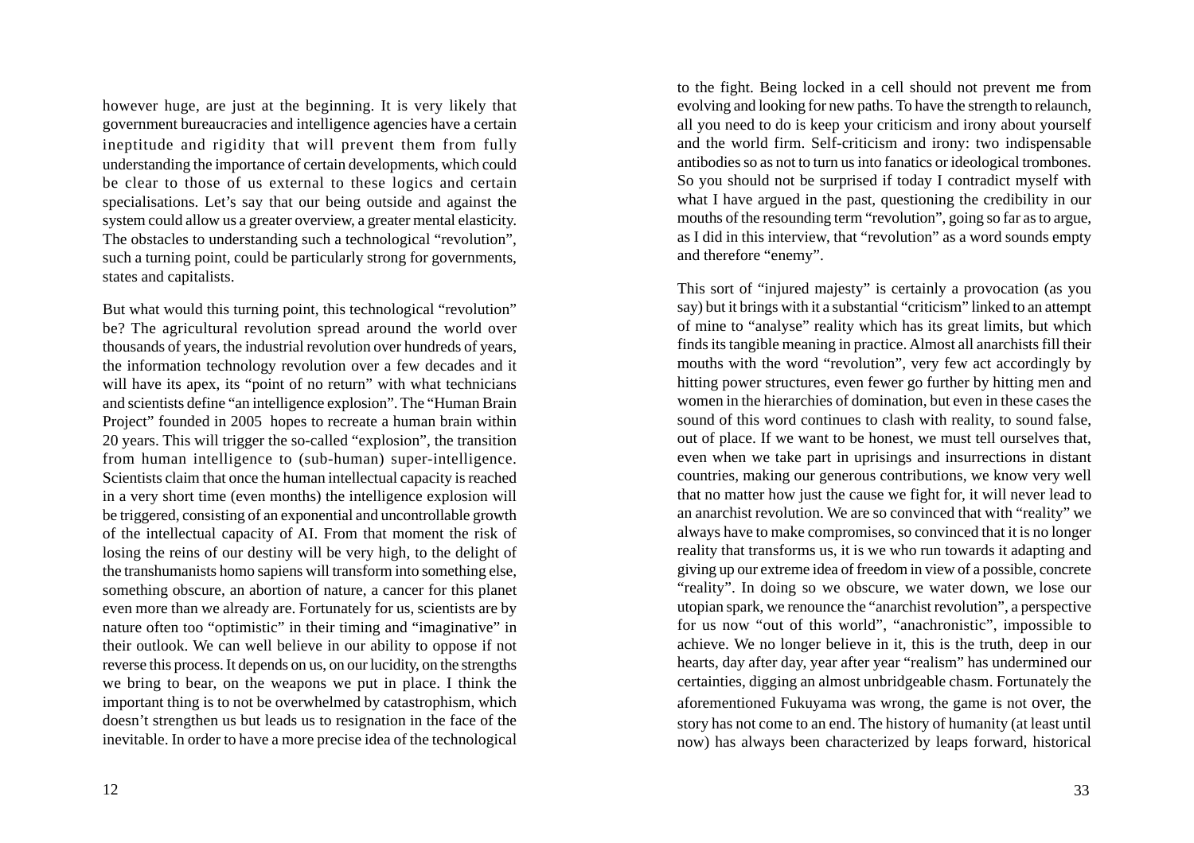however huge, are just at the beginning. It is very likely that government bureaucracies and intelligence agencies have a certain ineptitude and rigidity that will prevent them from fully understanding the importance of certain developments, which could be clear to those of us external to these logics and certain specialisations. Let's say that our being outside and against the system could allow us a greater overview, a greater mental elasticity. The obstacles to understanding such a technological "revolution", such a turning point, could be particularly strong for governments, states and capitalists.

But what would this turning point, this technological "revolution" be? The agricultural revolution spread around the world over thousands of years, the industrial revolution over hundreds of years, the information technology revolution over a few decades and it will have its apex, its "point of no return" with what technicians and scientists define "an intelligence explosion". The "Human Brain Project" founded in 2005 hopes to recreate a human brain within 20 years. This will trigger the so-called "explosion", the transition from human intelligence to (sub-human) super-intelligence. Scientists claim that once the human intellectual capacity is reached in a very short time (even months) the intelligence explosion will be triggered, consisting of an exponential and uncontrollable growth of the intellectual capacity of AI. From that moment the risk of losing the reins of our destiny will be very high, to the delight of the transhumanists homo sapiens will transform into something else, something obscure, an abortion of nature, a cancer for this planet even more than we already are. Fortunately for us, scientists are by nature often too "optimistic" in their timing and "imaginative" in their outlook. We can well believe in our ability to oppose if not reverse this process. It depends on us, on our lucidity, on the strengths we bring to bear, on the weapons we put in place. I think the important thing is to not be overwhelmed by catastrophism, which doesn't strengthen us but leads us to resignation in the face of the inevitable. In order to have a more precise idea of the technological

to the fight. Being locked in a cell should not prevent me from evolving and looking for new paths. To have the strength to relaunch, all you need to do is keep your criticism and irony about yourself and the world firm. Self-criticism and irony: two indispensable antibodies so as not to turn us into fanatics or ideological trombones. So you should not be surprised if today I contradict myself with what I have argued in the past, questioning the credibility in our mouths of the resounding term "revolution", going so far as to argue, as I did in this interview, that "revolution" as a word sounds empty and therefore "enemy".

This sort of "injured majesty" is certainly a provocation (as you say) but it brings with it a substantial "criticism" linked to an attempt of mine to "analyse" reality which has its great limits, but which finds its tangible meaning in practice. Almost all anarchists fill their mouths with the word "revolution", very few act accordingly by hitting power structures, even fewer go further by hitting men and women in the hierarchies of domination, but even in these cases the sound of this word continues to clash with reality, to sound false, out of place. If we want to be honest, we must tell ourselves that, even when we take part in uprisings and insurrections in distant countries, making our generous contributions, we know very well that no matter how just the cause we fight for, it will never lead to an anarchist revolution. We are so convinced that with "reality" we always have to make compromises, so convinced that it is no longer reality that transforms us, it is we who run towards it adapting and giving up our extreme idea of freedom in view of a possible, concrete "reality". In doing so we obscure, we water down, we lose our utopian spark, we renounce the "anarchist revolution", a perspective for us now "out of this world", "anachronistic", impossible to achieve. We no longer believe in it, this is the truth, deep in our hearts, day after day, year after year "realism" has undermined our certainties, digging an almost unbridgeable chasm. Fortunately the aforementioned Fukuyama was wrong, the game is not over, the story has not come to an end. The history of humanity (at least until now) has always been characterized by leaps forward, historical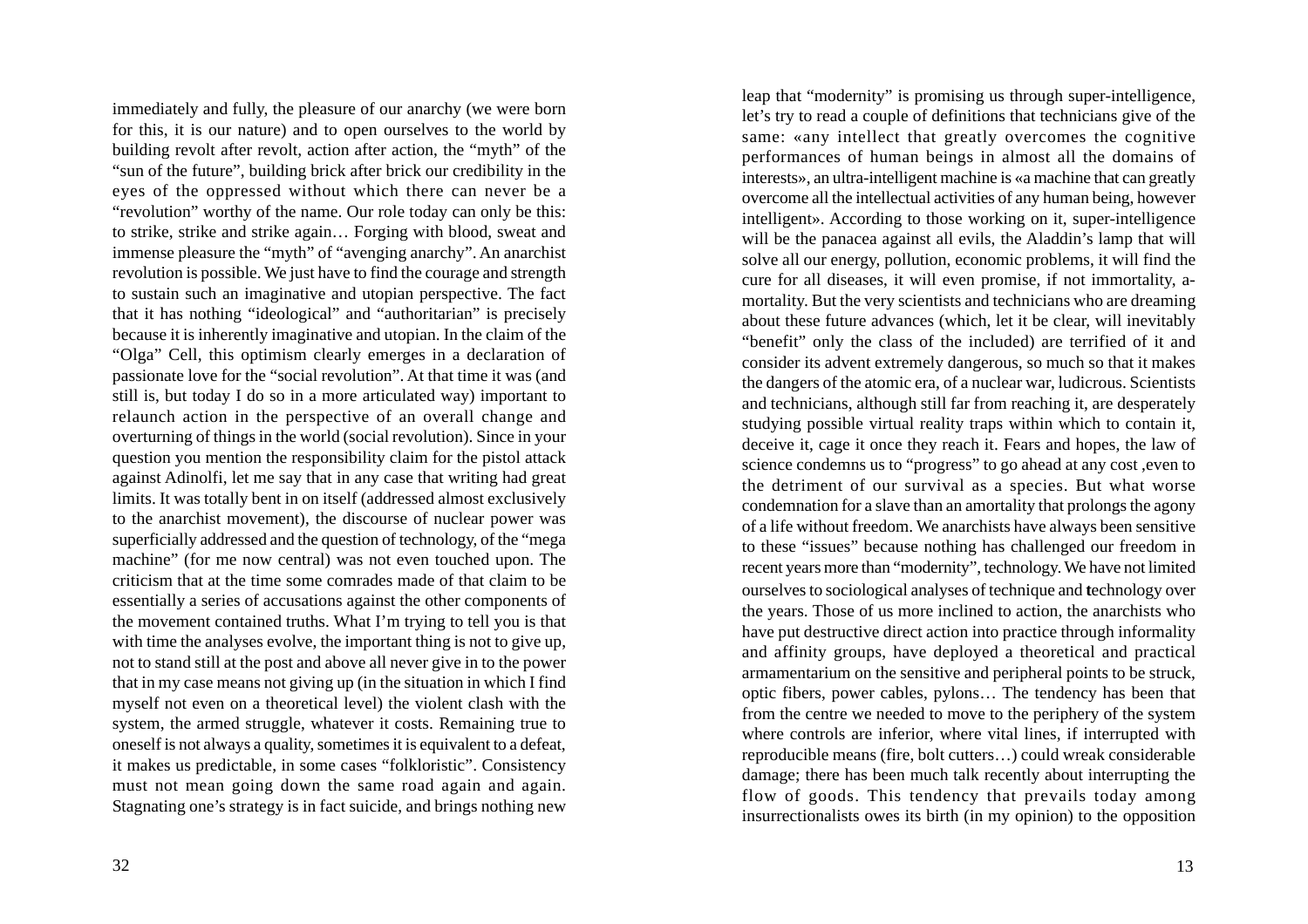immediately and fully, the pleasure of our anarchy (we were born for this, it is our nature) and to open ourselves to the world by building revolt after revolt, action after action, the "myth" of the "sun of the future", building brick after brick our credibility in the eyes of the oppressed without which there can never be a "revolution" worthy of the name. Our role today can only be this: to strike, strike and strike again… Forging with blood, sweat and immense pleasure the "myth" of "avenging anarchy". An anarchist revolution is possible. We just have to find the courage and strength to sustain such an imaginative and utopian perspective. The fact that it has nothing "ideological" and "authoritarian" is precisely because it is inherently imaginative and utopian. In the claim of the "Olga" Cell, this optimism clearly emerges in a declaration of passionate love for the "social revolution". At that time it was (and still is, but today I do so in a more articulated way) important to relaunch action in the perspective of an overall change and overturning of things in the world (social revolution). Since in your question you mention the responsibility claim for the pistol attack against Adinolfi, let me say that in any case that writing had great limits. It was totally bent in on itself (addressed almost exclusively to the anarchist movement), the discourse of nuclear power was superficially addressed and the question of technology, of the "mega machine" (for me now central) was not even touched upon. The criticism that at the time some comrades made of that claim to be essentially a series of accusations against the other components of the movement contained truths. What I'm trying to tell you is that with time the analyses evolve, the important thing is not to give up, not to stand still at the post and above all never give in to the power that in my case means not giving up (in the situation in which I find myself not even on a theoretical level) the violent clash with the system, the armed struggle, whatever it costs. Remaining true to oneself is not always a quality, sometimes it is equivalent to a defeat, it makes us predictable, in some cases "folkloristic". Consistency must not mean going down the same road again and again. Stagnating one's strategy is in fact suicide, and brings nothing new

leap that "modernity" is promising us through super-intelligence, let's try to read a couple of definitions that technicians give of the same: «any intellect that greatly overcomes the cognitive performances of human beings in almost all the domains of interests», an ultra-intelligent machine is «a machine that can greatly overcome all the intellectual activities of any human being, however intelligent». According to those working on it, super-intelligence will be the panacea against all evils, the Aladdin's lamp that will solve all our energy, pollution, economic problems, it will find the cure for all diseases, it will even promise, if not immortality, a-mortality. But the very scientists and technicians who are dreaming about these future advances (which, let it be clear, will inevitably "benefit" only the class of the included) are terrified of it and consider its advent extremely dangerous, so much so that it makes the dangers of the atomic era, of a nuclear war, ludicrous. Scientists and technicians, although still far from reaching it, are desperately studying possible virtual reality traps within which to contain it, deceive it, cage it once they reach it. Fears and hopes, the law of science condemns us to "progress" to go ahead at any cost ,even to the detriment of our survival as a species. But what worse condemnation for a slave than an amortality that prolongs the agony of a life without freedom. We anarchists have always been sensitive to these "issues" because nothing has challenged our freedom in recent years more than "modernity", technology. We have not limited ourselves to sociological analyses of technique and technology over the years. Those of us more inclined to action, the anarchists who have put destructive direct action into practice through informality and affinity groups, have deployed a theoretical and practical armamentarium on the sensitive and peripheral points to be struck, optic fibers, power cables, pylons… The tendency has been that from the centre we needed to move to the periphery of the system where controls are inferior, where vital lines, if interrupted with reproducible means (fire, bolt cutters…) could wreak considerable damage; there has been much talk recently about interrupting the flow of goods. This tendency that prevails today among insurrectionalists owes its birth (in my opinion) to the opposition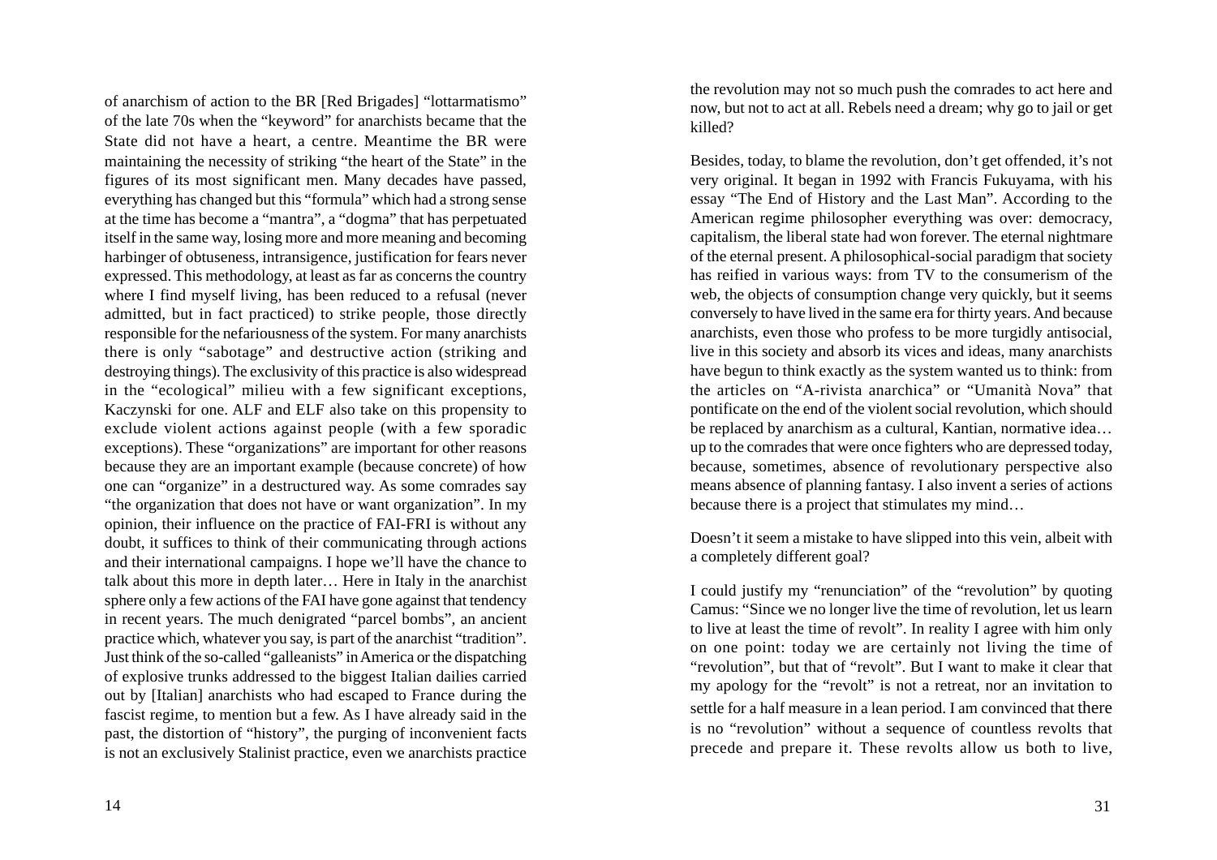of anarchism of action to the BR [Red Brigades] "lottarmatismo" of the late 70s when the "keyword" for anarchists became that the State did not have a heart, a centre. Meantime the BR were maintaining the necessity of striking "the heart of the State" in the figures of its most significant men. Many decades have passed, everything has changed but this "formula" which had a strong sense at the time has become a "mantra", a "dogma" that has perpetuated itself in the same way, losing more and more meaning and becoming harbinger of obtuseness, intransigence, justification for fears never expressed. This methodology, at least as far as concerns the country where I find myself living, has been reduced to a refusal (never admitted, but in fact practiced) to strike people, those directly responsible for the nefariousness of the system. For many anarchists there is only "sabotage" and destructive action (striking and destroying things). The exclusivity of this practice is also widespread in the "ecological" milieu with a few significant exceptions, Kaczynski for one. ALF and ELF also take on this propensity to exclude violent actions against people (with a few sporadic exceptions). These "organizations" are important for other reasons because they are an important example (because concrete) of how one can "organize" in a destructured way. As some comrades say "the organization that does not have or want organization". In my opinion, their influence on the practice of FAI-FRI is without any doubt, it suffices to think of their communicating through actions and their international campaigns. I hope we'll have the chance to talk about this more in depth later… Here in Italy in the anarchist sphere only a few actions of the FAI have gone against that tendency in recent years. The much denigrated "parcel bombs", an ancient practice which, whatever you say, is part of the anarchist "tradition". Just think of the so-called "galleanists" in America or the dispatching of explosive trunks addressed to the biggest Italian dailies carried out by [Italian] anarchists who had escaped to France during the fascist regime, to mention but a few. As I have already said in the past, the distortion of "history", the purging of inconvenient facts is not an exclusively Stalinist practice, even we anarchists practice

the revolution may not so much push the comrades to act here and now, but not to act at all. Rebels need a dream; why go to jail or get killed?

Besides, today, to blame the revolution, don't get offended, it's not very original. It began in 1992 with Francis Fukuyama, with his essay "The End of History and the Last Man". According to the American regime philosopher everything was over: democracy, capitalism, the liberal state had won forever. The eternal nightmare of the eternal present. A philosophical-social paradigm that society has reified in various ways: from TV to the consumerism of the web, the objects of consumption change very quickly, but it seems conversely to have lived in the same era for thirty years. And because anarchists, even those who profess to be more turgidly antisocial, live in this society and absorb its vices and ideas, many anarchists have begun to think exactly as the system wanted us to think: from the articles on "A-rivista anarchica" or "Umanità Nova" that pontificate on the end of the violent social revolution, which should be replaced by anarchism as a cultural, Kantian, normative idea… up to the comrades that were once fighters who are depressed today, because, sometimes, absence of revolutionary perspective also means absence of planning fantasy. I also invent a series of actions because there is a project that stimulates my mind…

Doesn't it seem a mistake to have slipped into this vein, albeit with a completely different goal?

I could justify my "renunciation" of the "revolution" by quoting Camus: "Since we no longer live the time of revolution, let us learn to live at least the time of revolt". In reality I agree with him only on one point: today we are certainly not living the time of "revolution", but that of "revolt". But I want to make it clear that my apology for the "revolt" is not a retreat, nor an invitation to settle for a half measure in a lean period. I am convinced that there is no "revolution" without a sequence of countless revolts that precede and prepare it. These revolts allow us both to live,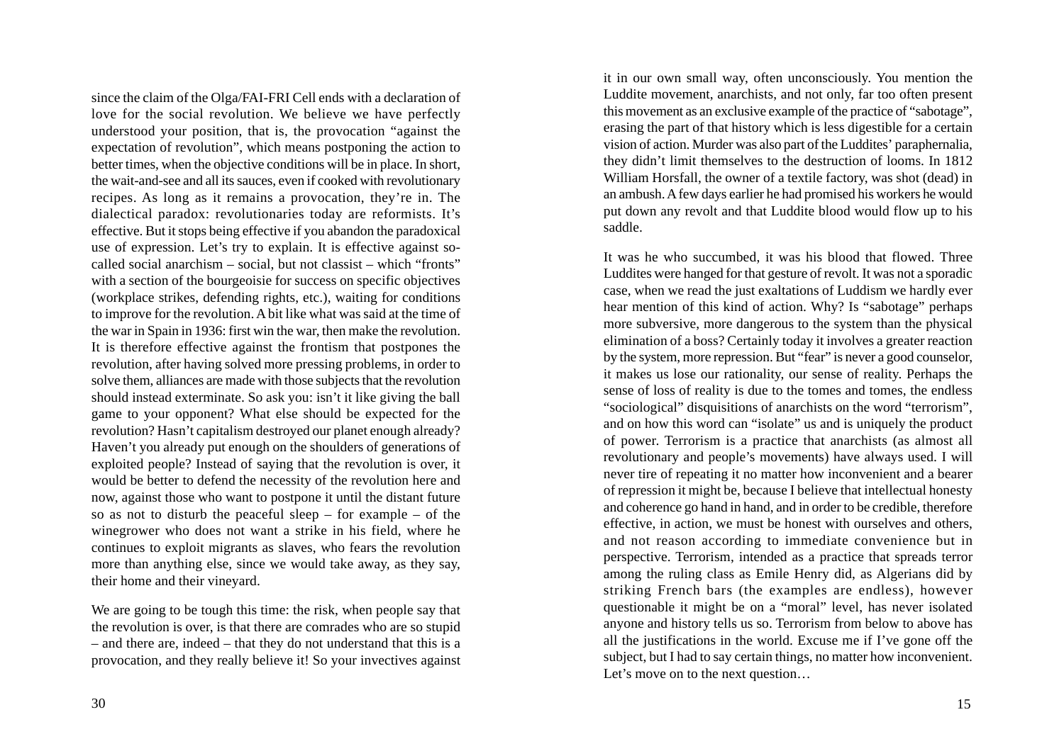since the claim of the Olga/FAI-FRI Cell ends with a declaration of love for the social revolution. We believe we have perfectly understood your position, that is, the provocation "against the expectation of revolution", which means postponing the action to better times, when the objective conditions will be in place. In short, the wait-and-see and all its sauces, even if cooked with revolutionary recipes. As long as it remains a provocation, they're in. The dialectical paradox: revolutionaries today are reformists. It's effective. But it stops being effective if you abandon the paradoxical use of expression. Let's try to explain. It is effective against so-called social anarchism – social, but not classist – which "fronts" with a section of the bourgeoisie for success on specific objectives (workplace strikes, defending rights, etc.), waiting for conditions to improve for the revolution. A bit like what was said at the time of the war in Spain in 1936: first win the war, then make the revolution. It is therefore effective against the frontism that postpones the revolution, after having solved more pressing problems, in order to solve them, alliances are made with those subjects that the revolution should instead exterminate. So ask you: isn't it like giving the ball game to your opponent? What else should be expected for the revolution? Hasn't capitalism destroyed our planet enough already? Haven't you already put enough on the shoulders of generations of exploited people? Instead of saying that the revolution is over, it would be better to defend the necessity of the revolution here and now, against those who want to postpone it until the distant future so as not to disturb the peaceful sleep – for example – of the winegrower who does not want a strike in his field, where he continues to exploit migrants as slaves, who fears the revolution more than anything else, since we would take away, as they say, their home and their vineyard.

We are going to be tough this time: the risk, when people say that the revolution is over, is that there are comrades who are so stupid – and there are, indeed – that they do not understand that this is a provocation, and they really believe it! So your invectives against

it in our own small way, often unconsciously. You mention the Luddite movement, anarchists, and not only, far too often present this movement as an exclusive example of the practice of "sabotage", erasing the part of that history which is less digestible for a certain vision of action. Murder was also part of the Luddites' paraphernalia, they didn't limit themselves to the destruction of looms. In 1812 William Horsfall, the owner of a textile factory, was shot (dead) in an ambush. A few days earlier he had promised his workers he would put down any revolt and that Luddite blood would flow up to his saddle.

It was he who succumbed, it was his blood that flowed. Three Luddites were hanged for that gesture of revolt. It was not a sporadic case, when we read the just exaltations of Luddism we hardly ever hear mention of this kind of action. Why? Is "sabotage" perhaps more subversive, more dangerous to the system than the physical elimination of a boss? Certainly today it involves a greater reaction by the system, more repression. But "fear" is never a good counselor, it makes us lose our rationality, our sense of reality. Perhaps the sense of loss of reality is due to the tomes and tomes, the endless "sociological" disquisitions of anarchists on the word "terrorism", and on how this word can "isolate" us and is uniquely the product of power. Terrorism is a practice that anarchists (as almost all revolutionary and people's movements) have always used. I will never tire of repeating it no matter how inconvenient and a bearer of repression it might be, because I believe that intellectual honesty and coherence go hand in hand, and in order to be credible, therefore effective, in action, we must be honest with ourselves and others, and not reason according to immediate convenience but in perspective. Terrorism, intended as a practice that spreads terror among the ruling class as Emile Henry did, as Algerians did by striking French bars (the examples are endless), however questionable it might be on a "moral" level, has never isolated anyone and history tells us so. Terrorism from below to above has all the justifications in the world. Excuse me if I've gone off the subject, but I had to say certain things, no matter how inconvenient. Let's move on to the next question…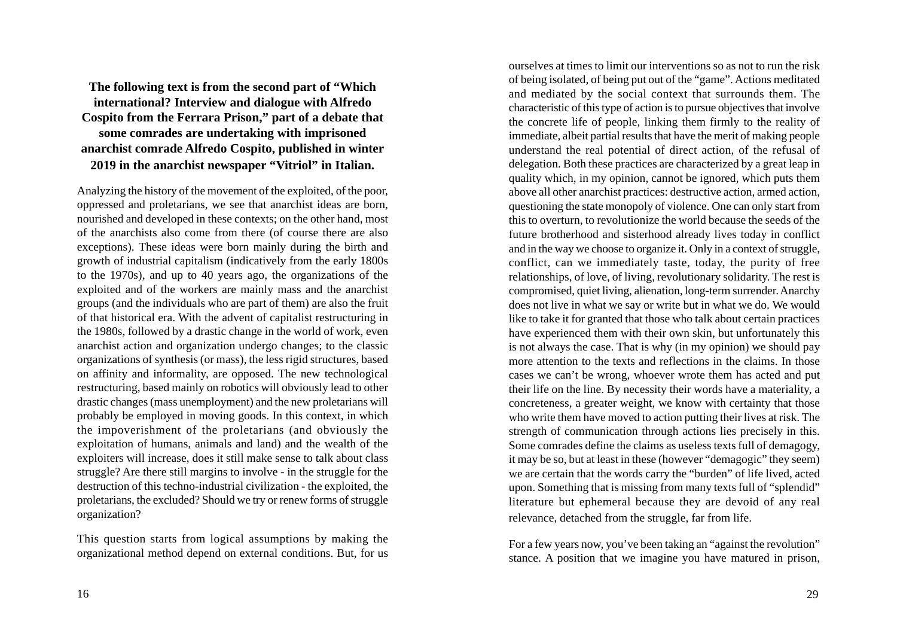**The following text is from the second part of "Which international? Interview and dialogue with Alfredo Cospito from the Ferrara Prison," part of a debate that some comrades are undertaking with imprisoned anarchist comrade Alfredo Cospito, published in winter 2019 in the anarchist newspaper "Vitriol" in Italian.**

Analyzing the history of the movement of the exploited, of the poor, oppressed and proletarians, we see that anarchist ideas are born, nourished and developed in these contexts; on the other hand, most of the anarchists also come from there (of course there are also exceptions). These ideas were born mainly during the birth and growth of industrial capitalism (indicatively from the early 1800s to the 1970s), and up to 40 years ago, the organizations of the exploited and of the workers are mainly mass and the anarchist groups (and the individuals who are part of them) are also the fruit of that historical era. With the advent of capitalist restructuring in the 1980s, followed by a drastic change in the world of work, even anarchist action and organization undergo changes; to the classic organizations of synthesis (or mass), the less rigid structures, based on affinity and informality, are opposed. The new technological restructuring, based mainly on robotics will obviously lead to other drastic changes (mass unemployment) and the new proletarians will probably be employed in moving goods. In this context, in which the impoverishment of the proletarians (and obviously the exploitation of humans, animals and land) and the wealth of the exploiters will increase, does it still make sense to talk about class struggle? Are there still margins to involve - in the struggle for the destruction of this techno-industrial civilization - the exploited, the proletarians, the excluded? Should we try or renew forms of struggle organization?

This question starts from logical assumptions by making the organizational method depend on external conditions. But, for us

ourselves at times to limit our interventions so as not to run the risk of being isolated, of being put out of the "game". Actions meditated and mediated by the social context that surrounds them. The characteristic of this type of action is to pursue objectives that involve the concrete life of people, linking them firmly to the reality of immediate, albeit partial results that have the merit of making people understand the real potential of direct action, of the refusal of delegation. Both these practices are characterized by a great leap in quality which, in my opinion, cannot be ignored, which puts them above all other anarchist practices: destructive action, armed action, questioning the state monopoly of violence. One can only start from this to overturn, to revolutionize the world because the seeds of the future brotherhood and sisterhood already lives today in conflict and in the way we choose to organize it. Only in a context of struggle, conflict, can we immediately taste, today, the purity of free relationships, of love, of living, revolutionary solidarity. The rest is compromised, quiet living, alienation, long-term surrender. Anarchy does not live in what we say or write but in what we do. We would like to take it for granted that those who talk about certain practices have experienced them with their own skin, but unfortunately this is not always the case. That is why (in my opinion) we should pay more attention to the texts and reflections in the claims. In those cases we can't be wrong, whoever wrote them has acted and put their life on the line. By necessity their words have a materiality, a concreteness, a greater weight, we know with certainty that those who write them have moved to action putting their lives at risk. The strength of communication through actions lies precisely in this. Some comrades define the claims as useless texts full of demagogy, it may be so, but at least in these (however "demagogic" they seem) we are certain that the words carry the "burden" of life lived, acted upon. Something that is missing from many texts full of "splendid" literature but ephemeral because they are devoid of any real relevance, detached from the struggle, far from life.

For a few years now, you've been taking an "against the revolution" stance. A position that we imagine you have matured in prison,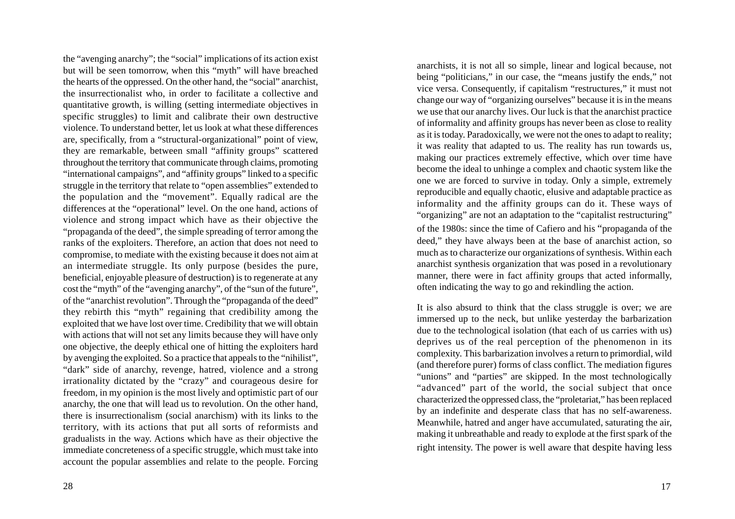the "avenging anarchy"; the "social" implications of its action exist but will be seen tomorrow, when this "myth" will have breached the hearts of the oppressed. On the other hand, the "social" anarchist, the insurrectionalist who, in order to facilitate a collective and quantitative growth, is willing (setting intermediate objectives in specific struggles) to limit and calibrate their own destructive violence. To understand better, let us look at what these differences are, specifically, from a "structural-organizational" point of view, they are remarkable, between small "affinity groups" scattered throughout the territory that communicate through claims, promoting "international campaigns", and "affinity groups" linked to a specific struggle in the territory that relate to "open assemblies" extended to the population and the "movement". Equally radical are the differences at the "operational" level. On the one hand, actions of violence and strong impact which have as their objective the "propaganda of the deed", the simple spreading of terror among the ranks of the exploiters. Therefore, an action that does not need to compromise, to mediate with the existing because it does not aim at an intermediate struggle. Its only purpose (besides the pure, beneficial, enjoyable pleasure of destruction) is to regenerate at any cost the "myth" of the "avenging anarchy", of the "sun of the future", of the "anarchist revolution". Through the "propaganda of the deed" they rebirth this "myth" regaining that credibility among the exploited that we have lost over time. Credibility that we will obtain with actions that will not set any limits because they will have only one objective, the deeply ethical one of hitting the exploiters hard by avenging the exploited. So a practice that appeals to the "nihilist", "dark" side of anarchy, revenge, hatred, violence and a strong irrationality dictated by the "crazy" and courageous desire for freedom, in my opinion is the most lively and optimistic part of our anarchy, the one that will lead us to revolution. On the other hand, there is insurrectionalism (social anarchism) with its links to the territory, with its actions that put all sorts of reformists and gradualists in the way. Actions which have as their objective the immediate concreteness of a specific struggle, which must take into account the popular assemblies and relate to the people. Forcing

anarchists, it is not all so simple, linear and logical because, not being "politicians," in our case, the "means justify the ends," not vice versa. Consequently, if capitalism "restructures," it must not change our way of "organizing ourselves" because it is in the means we use that our anarchy lives. Our luck is that the anarchist practice of informality and affinity groups has never been as close to reality as it is today. Paradoxically, we were not the ones to adapt to reality; it was reality that adapted to us. The reality has run towards us, making our practices extremely effective, which over time have become the ideal to unhinge a complex and chaotic system like the one we are forced to survive in today. Only a simple, extremely reproducible and equally chaotic, elusive and adaptable practice as informality and the affinity groups can do it. These ways of "organizing" are not an adaptation to the "capitalist restructuring" of the 1980s: since the time of Cafiero and his "propaganda of the deed," they have always been at the base of anarchist action, so much as to characterize our organizations of synthesis. Within each anarchist synthesis organization that was posed in a revolutionary manner, there were in fact affinity groups that acted informally, often indicating the way to go and rekindling the action.

It is also absurd to think that the class struggle is over; we are immersed up to the neck, but unlike yesterday the barbarization due to the technological isolation (that each of us carries with us) deprives us of the real perception of the phenomenon in its complexity. This barbarization involves a return to primordial, wild (and therefore purer) forms of class conflict. The mediation figures "unions" and "parties" are skipped. In the most technologically "advanced" part of the world, the social subject that once characterized the oppressed class, the "proletariat," has been replaced by an indefinite and desperate class that has no self-awareness. Meanwhile, hatred and anger have accumulated, saturating the air, making it unbreathable and ready to explode at the first spark of the right intensity. The power is well aware that despite having less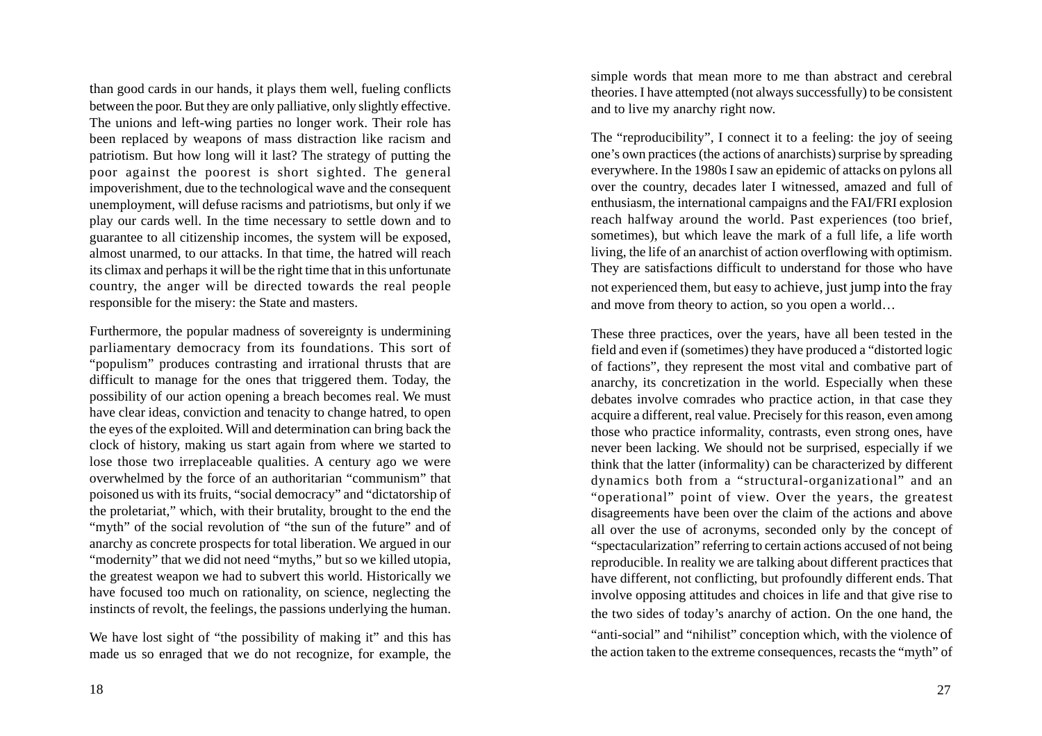than good cards in our hands, it plays them well, fueling conflicts between the poor. But they are only palliative, only slightly effective. The unions and left-wing parties no longer work. Their role has been replaced by weapons of mass distraction like racism and patriotism. But how long will it last? The strategy of putting the poor against the poorest is short sighted. The general impoverishment, due to the technological wave and the consequent unemployment, will defuse racisms and patriotisms, but only if we play our cards well. In the time necessary to settle down and to guarantee to all citizenship incomes, the system will be exposed, almost unarmed, to our attacks. In that time, the hatred will reach its climax and perhaps it will be the right time that in this unfortunate country, the anger will be directed towards the real people responsible for the misery: the State and masters.

Furthermore, the popular madness of sovereignty is undermining parliamentary democracy from its foundations. This sort of "populism" produces contrasting and irrational thrusts that are difficult to manage for the ones that triggered them. Today, the possibility of our action opening a breach becomes real. We must have clear ideas, conviction and tenacity to change hatred, to open the eyes of the exploited. Will and determination can bring back the clock of history, making us start again from where we started to lose those two irreplaceable qualities. A century ago we were overwhelmed by the force of an authoritarian "communism" that poisoned us with its fruits, "social democracy" and "dictatorship of the proletariat," which, with their brutality, brought to the end the "myth" of the social revolution of "the sun of the future" and of anarchy as concrete prospects for total liberation. We argued in our "modernity" that we did not need "myths," but so we killed utopia, the greatest weapon we had to subvert this world. Historically we have focused too much on rationality, on science, neglecting the instincts of revolt, the feelings, the passions underlying the human.

We have lost sight of "the possibility of making it" and this has made us so enraged that we do not recognize, for example, the

simple words that mean more to me than abstract and cerebral theories. I have attempted (not always successfully) to be consistent and to live my anarchy right now.

The "reproducibility", I connect it to a feeling: the joy of seeing one's own practices (the actions of anarchists) surprise by spreading everywhere. In the 1980s I saw an epidemic of attacks on pylons all over the country, decades later I witnessed, amazed and full of enthusiasm, the international campaigns and the FAI/FRI explosion reach halfway around the world. Past experiences (too brief, sometimes), but which leave the mark of a full life, a life worth living, the life of an anarchist of action overflowing with optimism. They are satisfactions difficult to understand for those who have not experienced them, but easy to achieve, just jump into the fray and move from theory to action, so you open a world…

These three practices, over the years, have all been tested in the field and even if (sometimes) they have produced a "distorted logic of factions", they represent the most vital and combative part of anarchy, its concretization in the world. Especially when these debates involve comrades who practice action, in that case they acquire a different, real value. Precisely for this reason, even among those who practice informality, contrasts, even strong ones, have never been lacking. We should not be surprised, especially if we think that the latter (informality) can be characterized by different dynamics both from a "structural-organizational" and an "operational" point of view. Over the years, the greatest disagreements have been over the claim of the actions and above all over the use of acronyms, seconded only by the concept of "spectacularization" referring to certain actions accused of not being reproducible. In reality we are talking about different practices that have different, not conflicting, but profoundly different ends. That involve opposing attitudes and choices in life and that give rise to the two sides of today's anarchy of action. On the one hand, the "anti-social" and "nihilist" conception which, with the violence of the action taken to the extreme consequences, recasts the "myth" of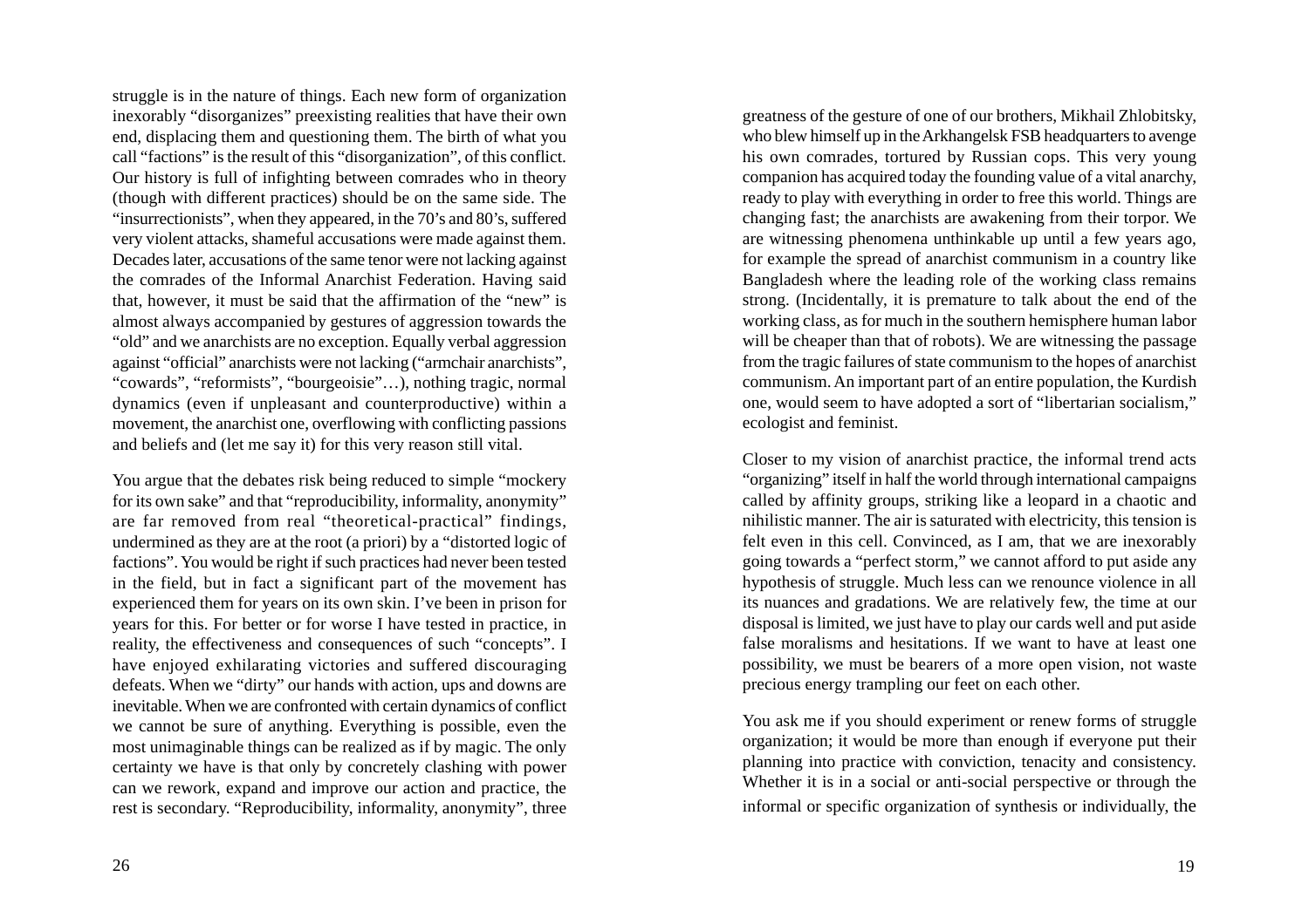struggle is in the nature of things. Each new form of organization inexorably "disorganizes" preexisting realities that have their own end, displacing them and questioning them. The birth of what you call "factions" is the result of this "disorganization", of this conflict. Our history is full of infighting between comrades who in theory (though with different practices) should be on the same side. The "insurrectionists", when they appeared, in the 70's and 80's, suffered very violent attacks, shameful accusations were made against them. Decades later, accusations of the same tenor were not lacking against the comrades of the Informal Anarchist Federation. Having said that, however, it must be said that the affirmation of the "new" is almost always accompanied by gestures of aggression towards the "old" and we anarchists are no exception. Equally verbal aggression against "official" anarchists were not lacking ("armchair anarchists", "cowards", "reformists", "bourgeoisie"…), nothing tragic, normal dynamics (even if unpleasant and counterproductive) within a movement, the anarchist one, overflowing with conflicting passions and beliefs and (let me say it) for this very reason still vital.

You argue that the debates risk being reduced to simple "mockery for its own sake" and that "reproducibility, informality, anonymity" are far removed from real "theoretical-practical" findings, undermined as they are at the root (a priori) by a "distorted logic of factions". You would be right if such practices had never been tested in the field, but in fact a significant part of the movement has experienced them for years on its own skin. I've been in prison for years for this. For better or for worse I have tested in practice, in reality, the effectiveness and consequences of such "concepts". I have enjoyed exhilarating victories and suffered discouraging defeats. When we "dirty" our hands with action, ups and downs are inevitable. When we are confronted with certain dynamics of conflict we cannot be sure of anything. Everything is possible, even the most unimaginable things can be realized as if by magic. The only certainty we have is that only by concretely clashing with power can we rework, expand and improve our action and practice, the rest is secondary. "Reproducibility, informality, anonymity", three

greatness of the gesture of one of our brothers, Mikhail Zhlobitsky, who blew himself up in the Arkhangelsk FSB headquarters to avenge his own comrades, tortured by Russian cops. This very young companion has acquired today the founding value of a vital anarchy, ready to play with everything in order to free this world. Things are changing fast; the anarchists are awakening from their torpor. We are witnessing phenomena unthinkable up until a few years ago, for example the spread of anarchist communism in a country like Bangladesh where the leading role of the working class remains strong. (Incidentally, it is premature to talk about the end of the working class, as for much in the southern hemisphere human labor will be cheaper than that of robots). We are witnessing the passage from the tragic failures of state communism to the hopes of anarchist communism. An important part of an entire population, the Kurdish one, would seem to have adopted a sort of "libertarian socialism," ecologist and feminist.

Closer to my vision of anarchist practice, the informal trend acts "organizing" itself in half the world through international campaigns called by affinity groups, striking like a leopard in a chaotic and nihilistic manner. The air is saturated with electricity, this tension is felt even in this cell. Convinced, as I am, that we are inexorably going towards a "perfect storm," we cannot afford to put aside any hypothesis of struggle. Much less can we renounce violence in all its nuances and gradations. We are relatively few, the time at our disposal is limited, we just have to play our cards well and put aside false moralisms and hesitations. If we want to have at least one possibility, we must be bearers of a more open vision, not waste precious energy trampling our feet on each other.

You ask me if you should experiment or renew forms of struggle organization; it would be more than enough if everyone put their planning into practice with conviction, tenacity and consistency. Whether it is in a social or anti-social perspective or through the informal or specific organization of synthesis or individually, the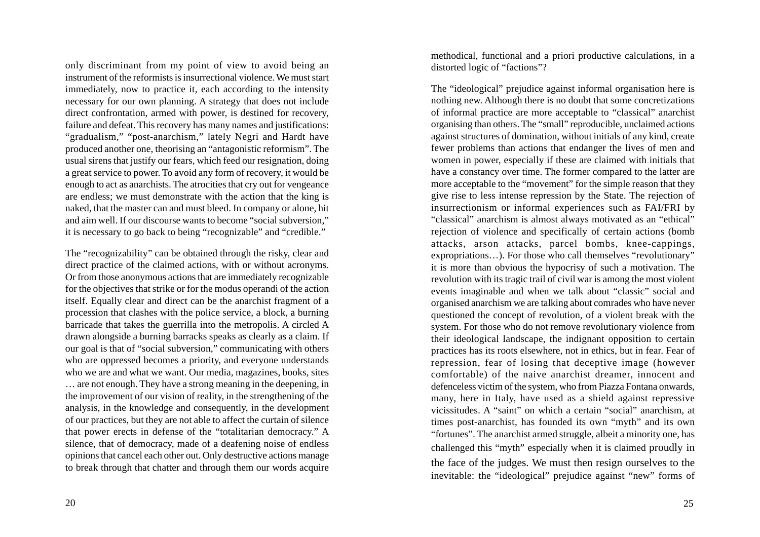only discriminant from my point of view to avoid being an instrument of the reformists is insurrectional violence. We must start immediately, now to practice it, each according to the intensity necessary for our own planning. A strategy that does not include direct confrontation, armed with power, is destined for recovery, failure and defeat. This recovery has many names and justifications: "gradualism," "post-anarchism," lately Negri and Hardt have produced another one, theorising an "antagonistic reformism". The usual sirens that justify our fears, which feed our resignation, doing a great service to power. To avoid any form of recovery, it would be enough to act as anarchists. The atrocities that cry out for vengeance are endless; we must demonstrate with the action that the king is naked, that the master can and must bleed. In company or alone, hit and aim well. If our discourse wants to become "social subversion," it is necessary to go back to being "recognizable" and "credible."

The "recognizability" can be obtained through the risky, clear and direct practice of the claimed actions, with or without acronyms. Or from those anonymous actions that are immediately recognizable for the objectives that strike or for the modus operandi of the action itself. Equally clear and direct can be the anarchist fragment of a procession that clashes with the police service, a block, a burning barricade that takes the guerrilla into the metropolis. A circled A drawn alongside a burning barracks speaks as clearly as a claim. If our goal is that of "social subversion," communicating with others who are oppressed becomes a priority, and everyone understands who we are and what we want. Our media, magazines, books, sites … are not enough. They have a strong meaning in the deepening, in the improvement of our vision of reality, in the strengthening of the analysis, in the knowledge and consequently, in the development of our practices, but they are not able to affect the curtain of silence that power erects in defense of the "totalitarian democracy." A silence, that of democracy, made of a deafening noise of endless opinions that cancel each other out. Only destructive actions manage to break through that chatter and through them our words acquire

methodical, functional and a priori productive calculations, in a distorted logic of "factions"?

The "ideological" prejudice against informal organisation here is nothing new. Although there is no doubt that some concretizations of informal practice are more acceptable to "classical" anarchist organising than others. The "small" reproducible, unclaimed actions against structures of domination, without initials of any kind, create fewer problems than actions that endanger the lives of men and women in power, especially if these are claimed with initials that have a constancy over time. The former compared to the latter are more acceptable to the "movement" for the simple reason that they give rise to less intense repression by the State. The rejection of insurrectionism or informal experiences such as FAI/FRI by "classical" anarchism is almost always motivated as an "ethical" rejection of violence and specifically of certain actions (bomb attacks, arson attacks, parcel bombs, knee-cappings, expropriations…). For those who call themselves "revolutionary" it is more than obvious the hypocrisy of such a motivation. The revolution with its tragic trail of civil war is among the most violent events imaginable and when we talk about "classic" social and organised anarchism we are talking about comrades who have never questioned the concept of revolution, of a violent break with the system. For those who do not remove revolutionary violence from their ideological landscape, the indignant opposition to certain practices has its roots elsewhere, not in ethics, but in fear. Fear of repression, fear of losing that deceptive image (however comfortable) of the naive anarchist dreamer, innocent and defenceless victim of the system, who from Piazza Fontana onwards, many, here in Italy, have used as a shield against repressive vicissitudes. A "saint" on which a certain "social" anarchism, at times post-anarchist, has founded its own "myth" and its own "fortunes". The anarchist armed struggle, albeit a minority one, has challenged this "myth" especially when it is claimed proudly in the face of the judges. We must then resign ourselves to the inevitable: the "ideological" prejudice against "new" forms of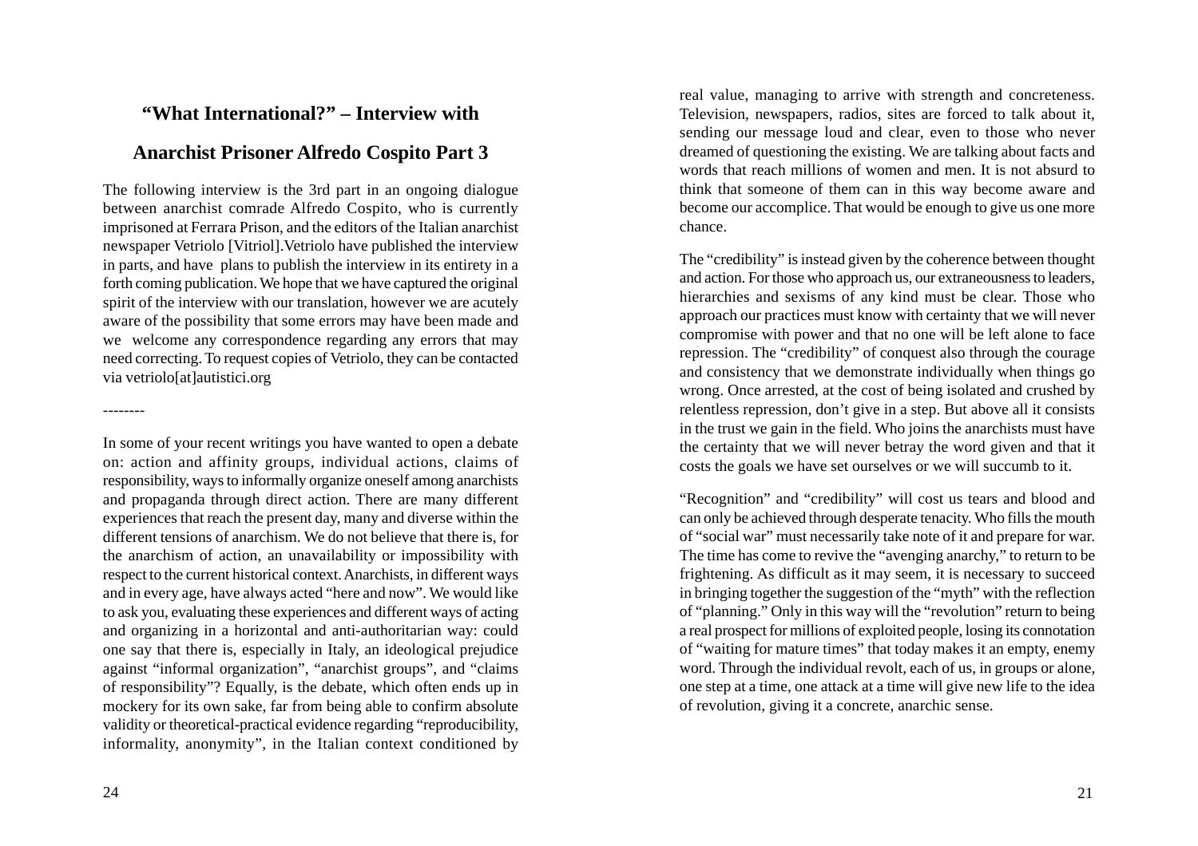## "What International?" – Interview with

## Anarchist Prisoner Alfredo Cospito Part 3

The following interview is the 3rd part in an ongoing dialogue between anarchist comrade Alfredo Cospito, who is currently imprisoned at Ferrara Prison, and the editors of the Italian anarchist newspaper Vetriolo [Vitriol].Vetriolo have published the interview in parts, and have plans to publish the interview in its entirety in a forth coming publication. We hope that we have captured the original spirit of the interview with our translation, however we are acutely aware of the possibility that some errors may have been made and we welcome any correspondence regarding any errors that may need correcting. To request copies of Vetriolo, they can be contacted via vetriolo[at]autistici.org

--------

In some of your recent writings you have wanted to open a debate on: action and affinity groups, individual actions, claims of responsibility, ways to informally organize oneself among anarchists and propaganda through direct action. There are many different experiences that reach the present day, many and diverse within the different tensions of anarchism. We do not believe that there is, for the anarchism of action, an unavailability or impossibility with respect to the current historical context. Anarchists, in different ways and in every age, have always acted "here and now". We would like to ask you, evaluating these experiences and different ways of acting and organizing in a horizontal and anti-authoritarian way: could one say that there is, especially in Italy, an ideological prejudice against "informal organization", "anarchist groups", and "claims of responsibility"? Equally, is the debate, which often ends up in mockery for its own sake, far from being able to confirm absolute validity or theoretical-practical evidence regarding "reproducibility, informality, anonymity", in the Italian context conditioned by

real value, managing to arrive with strength and concreteness. Television, newspapers, radios, sites are forced to talk about it, sending our message loud and clear, even to those who never dreamed of questioning the existing. We are talking about facts and words that reach millions of women and men. It is not absurd to think that someone of them can in this way become aware and become our accomplice. That would be enough to give us one more chance.

The "credibility" is instead given by the coherence between thought and action. For those who approach us, our extraneousness to leaders, hierarchies and sexisms of any kind must be clear. Those who approach our practices must know with certainty that we will never compromise with power and that no one will be left alone to face repression. The "credibility" of conquest also through the courage and consistency that we demonstrate individually when things go wrong. Once arrested, at the cost of being isolated and crushed by relentless repression, don't give in a step. But above all it consists in the trust we gain in the field. Who joins the anarchists must have the certainty that we will never betray the word given and that it costs the goals we have set ourselves or we will succumb to it.

"Recognition" and "credibility" will cost us tears and blood and can only be achieved through desperate tenacity. Who fills the mouth of "social war" must necessarily take note of it and prepare for war. The time has come to revive the "avenging anarchy," to return to be frightening. As difficult as it may seem, it is necessary to succeed in bringing together the suggestion of the "myth" with the reflection of "planning." Only in this way will the "revolution" return to being a real prospect for millions of exploited people, losing its connotation of "waiting for mature times" that today makes it an empty, enemy word. Through the individual revolt, each of us, in groups or alone, one step at a time, one attack at a time will give new life to the idea of revolution, giving it a concrete, anarchic sense.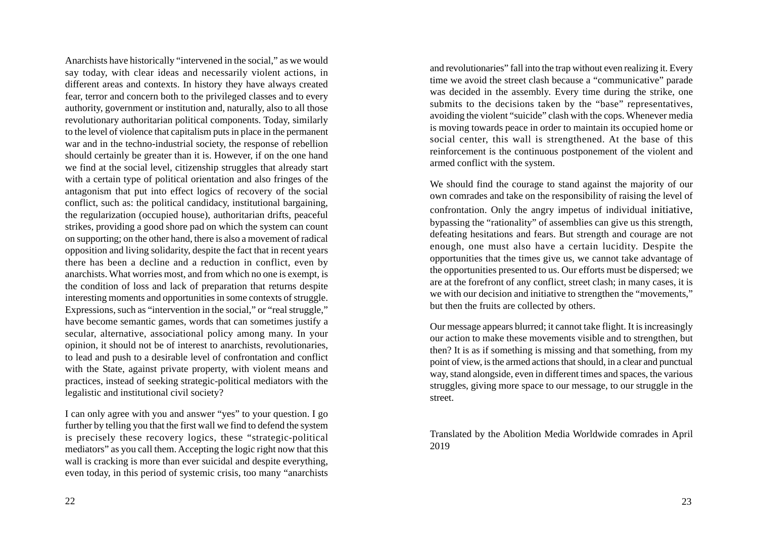Anarchists have historically "intervened in the social," as we would say today, with clear ideas and necessarily violent actions, in different areas and contexts. In history they have always created fear, terror and concern both to the privileged classes and to every authority, government or institution and, naturally, also to all those revolutionary authoritarian political components. Today, similarly to the level of violence that capitalism puts in place in the permanent war and in the techno-industrial society, the response of rebellion should certainly be greater than it is. However, if on the one hand we find at the social level, citizenship struggles that already start with a certain type of political orientation and also fringes of the antagonism that put into effect logics of recovery of the social conflict, such as: the political candidacy, institutional bargaining, the regularization (occupied house), authoritarian drifts, peaceful strikes, providing a good shore pad on which the system can count on supporting; on the other hand, there is also a movement of radical opposition and living solidarity, despite the fact that in recent years there has been a decline and a reduction in conflict, even by anarchists. What worries most, and from which no one is exempt, is the condition of loss and lack of preparation that returns despite interesting moments and opportunities in some contexts of struggle. Expressions, such as "intervention in the social," or "real struggle," have become semantic games, words that can sometimes justify a secular, alternative, associational policy among many. In your opinion, it should not be of interest to anarchists, revolutionaries, to lead and push to a desirable level of confrontation and conflict with the State, against private property, with violent means and practices, instead of seeking strategic-political mediators with the legalistic and institutional civil society?

I can only agree with you and answer "yes" to your question. I go further by telling you that the first wall we find to defend the system is precisely these recovery logics, these "strategic-political mediators" as you call them. Accepting the logic right now that this wall is cracking is more than ever suicidal and despite everything, even today, in this period of systemic crisis, too many "anarchists and revolutionaries" fall into the trap without even realizing it. Every time we avoid the street clash because a "communicative" parade was decided in the assembly. Every time during the strike, one submits to the decisions taken by the "base" representatives, avoiding the violent "suicide" clash with the cops. Whenever media is moving towards peace in order to maintain its occupied home or social center, this wall is strengthened. At the base of this reinforcement is the continuous postponement of the violent and armed conflict with the system.

We should find the courage to stand against the majority of our own comrades and take on the responsibility of raising the level of confrontation. Only the angry impetus of individual initiative, bypassing the "rationality" of assemblies can give us this strength, defeating hesitations and fears. But strength and courage are not enough, one must also have a certain lucidity. Despite the opportunities that the times give us, we cannot take advantage of the opportunities presented to us. Our efforts must be dispersed; we are at the forefront of any conflict, street clash; in many cases, it is we with our decision and initiative to strengthen the "movements," but then the fruits are collected by others.

Our message appears blurred; it cannot take flight. It is increasingly our action to make these movements visible and to strengthen, but then? It is as if something is missing and that something, from my point of view, is the armed actions that should, in a clear and punctual way, stand alongside, even in different times and spaces, the various struggles, giving more space to our message, to our struggle in the street.

Translated by the Abolition Media Worldwide comrades in April 2019